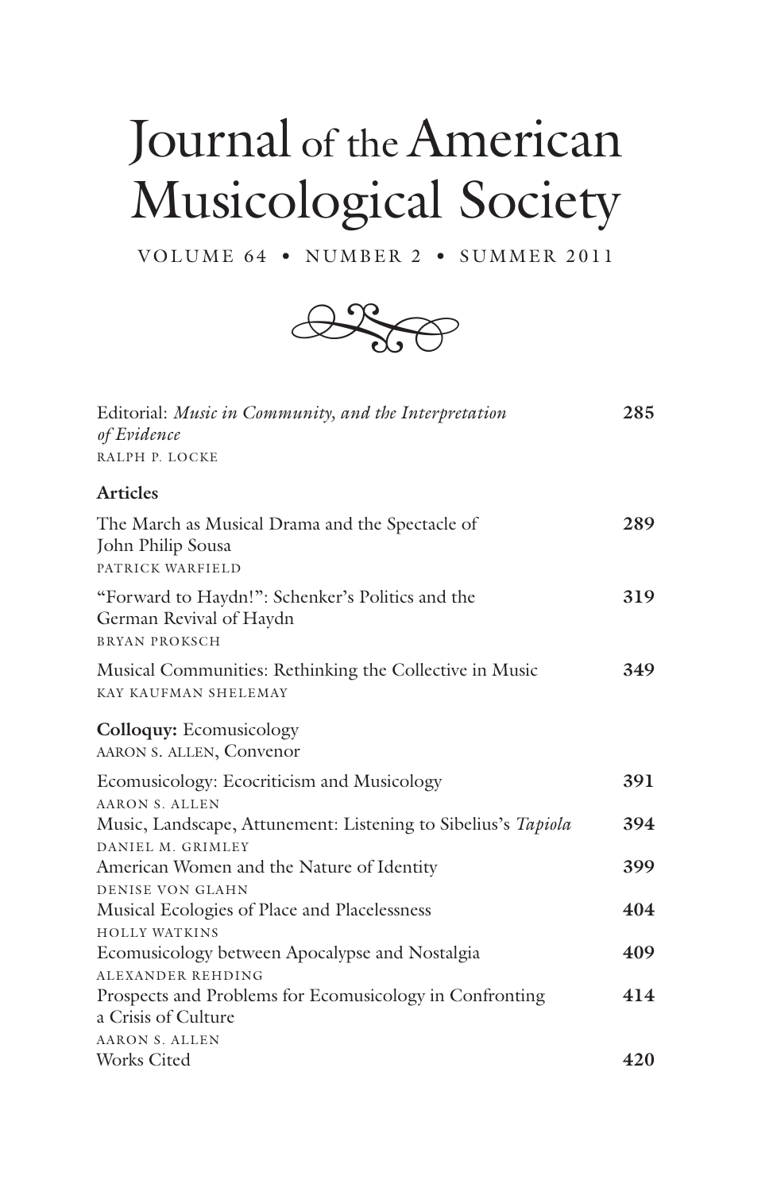# Journal of the American Musicological Society

VOLUME 64 • NUMBER 2 • SUMMER 2011

Editorial: *Music in Community, and the Interpretation of Evidence* **285**
RALPH P. LOCKE

## Articles

The March as Musical Drama and the Spectacle of John Philip Sousa **289**
PATRICK WARFIELD

"Forward to Haydn!": Schenker's Politics and the German Revival of Haydn **319**
BRYAN PROKSCH

Musical Communities: Rethinking the Collective in Music **349**
KAY KAUFMAN SHELEMAY

## Colloquy: Ecomusicology
AARON S. ALLEN, Convenor

Ecomusicology: Ecocriticism and Musicology **391**
AARON S. ALLEN

Music, Landscape, Attunement: Listening to Sibelius's *Tapiola* **394**
DANIEL M. GRIMLEY

American Women and the Nature of Identity **399**
DENISE VON GLAHN

Musical Ecologies of Place and Placelessness **404**
HOLLY WATKINS

Ecomusicology between Apocalypse and Nostalgia **409**
ALEXANDER REHDING

Prospects and Problems for Ecomusicology in Confronting a Crisis of Culture **414**
AARON S. ALLEN

Works Cited **420**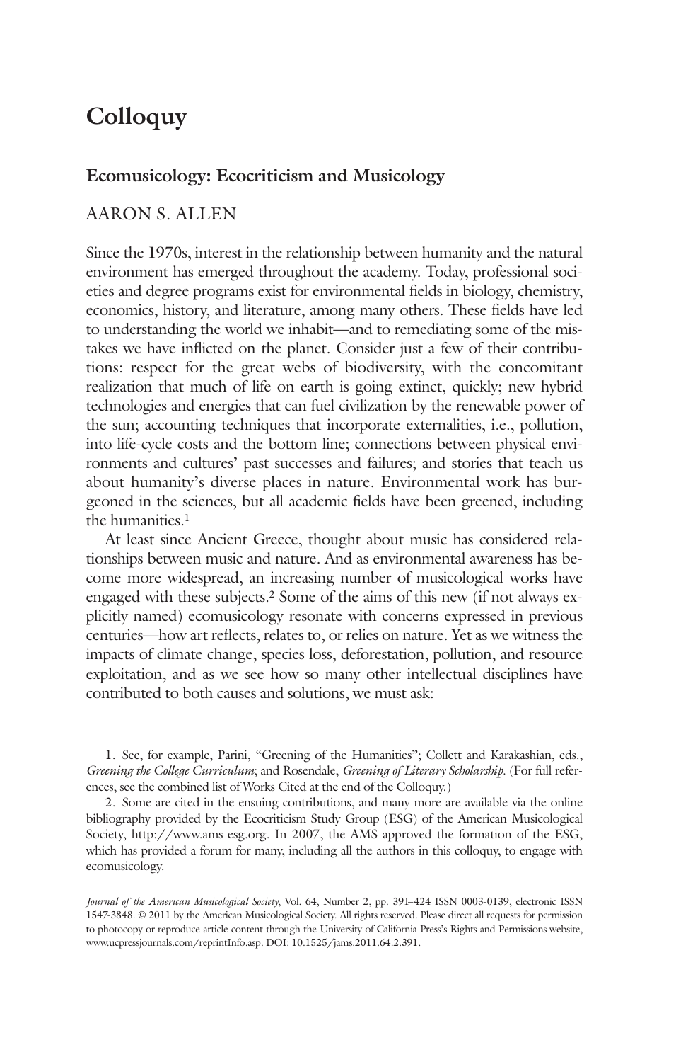# Colloquy

## Ecomusicology: Ecocriticism and Musicology

AARON S. ALLEN

Since the 1970s, interest in the relationship between humanity and the natural environment has emerged throughout the academy. Today, professional societies and degree programs exist for environmental fields in biology, chemistry, economics, history, and literature, among many others. These fields have led to understanding the world we inhabit—and to remediating some of the mistakes we have inflicted on the planet. Consider just a few of their contributions: respect for the great webs of biodiversity, with the concomitant realization that much of life on earth is going extinct, quickly; new hybrid technologies and energies that can fuel civilization by the renewable power of the sun; accounting techniques that incorporate externalities, i.e., pollution, into life-cycle costs and the bottom line; connections between physical environments and cultures' past successes and failures; and stories that teach us about humanity's diverse places in nature. Environmental work has burgeoned in the sciences, but all academic fields have been greened, including the humanities.[1]

At least since Ancient Greece, thought about music has considered relationships between music and nature. And as environmental awareness has become more widespread, an increasing number of musicological works have engaged with these subjects.[2] Some of the aims of this new (if not always explicitly named) ecomusicology resonate with concerns expressed in previous centuries—how art reflects, relates to, or relies on nature. Yet as we witness the impacts of climate change, species loss, deforestation, pollution, and resource exploitation, and as we see how so many other intellectual disciplines have contributed to both causes and solutions, we must ask:

1. See, for example, Parini, "Greening of the Humanities"; Collett and Karakashian, eds., *Greening the College Curriculum*; and Rosendale, *Greening of Literary Scholarship*. (For full references, see the combined list of Works Cited at the end of the Colloquy.)

2. Some are cited in the ensuing contributions, and many more are available via the online bibliography provided by the Ecocriticism Study Group (ESG) of the American Musicological Society, http://www.ams-esg.org. In 2007, the AMS approved the formation of the ESG, which has provided a forum for many, including all the authors in this colloquy, to engage with ecomusicology.

*Journal of the American Musicological Society*, Vol. 64, Number 2, pp. 391–424 ISSN 0003-0139, electronic ISSN 1547-3848. © 2011 by the American Musicological Society. All rights reserved. Please direct all requests for permission to photocopy or reproduce article content through the University of California Press's Rights and Permissions website, www.ucpressjournals.com/reprintInfo.asp. DOI: 10.1525/jams.2011.64.2.391.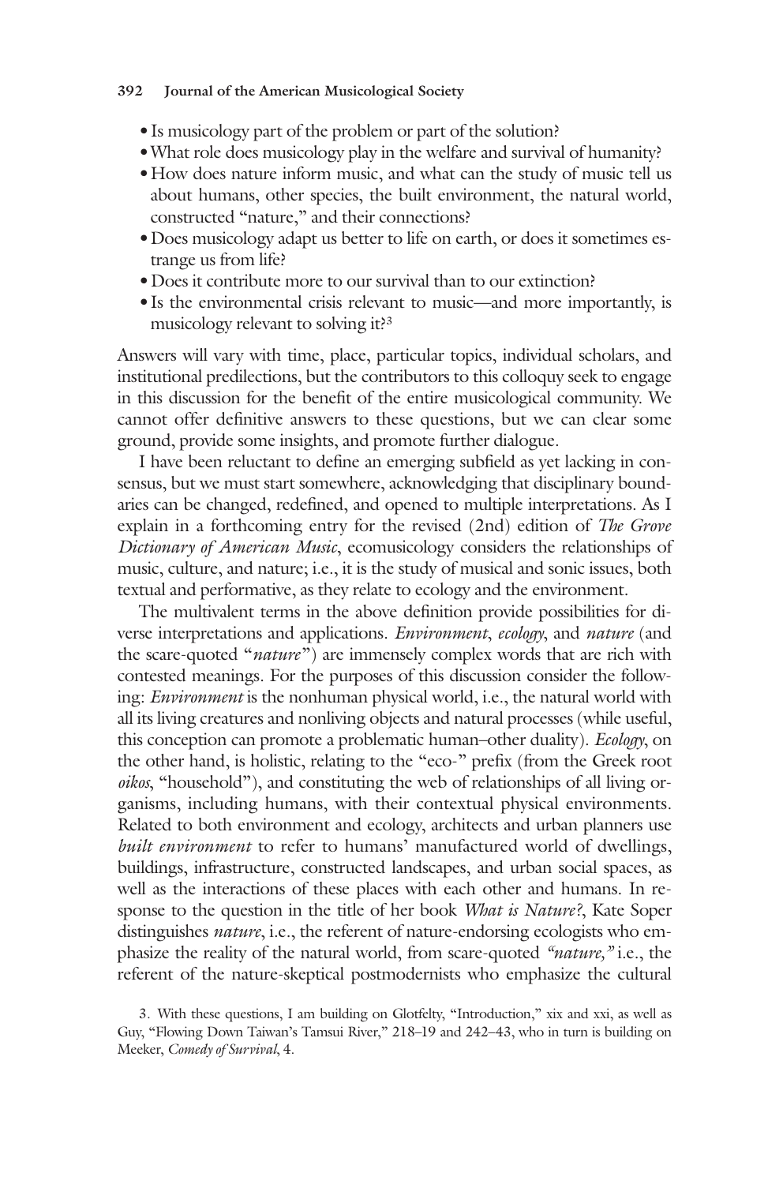- Is musicology part of the problem or part of the solution?
- What role does musicology play in the welfare and survival of humanity?
- How does nature inform music, and what can the study of music tell us about humans, other species, the built environment, the natural world, constructed "nature," and their connections?
- Does musicology adapt us better to life on earth, or does it sometimes estrange us from life?
- Does it contribute more to our survival than to our extinction?
- Is the environmental crisis relevant to music—and more importantly, is musicology relevant to solving it?[3]

Answers will vary with time, place, particular topics, individual scholars, and institutional predilections, but the contributors to this colloquy seek to engage in this discussion for the benefit of the entire musicological community. We cannot offer definitive answers to these questions, but we can clear some ground, provide some insights, and promote further dialogue.

I have been reluctant to define an emerging subfield as yet lacking in consensus, but we must start somewhere, acknowledging that disciplinary boundaries can be changed, redefined, and opened to multiple interpretations. As I explain in a forthcoming entry for the revised (2nd) edition of *The Grove Dictionary of American Music*, ecomusicology considers the relationships of music, culture, and nature; i.e., it is the study of musical and sonic issues, both textual and performative, as they relate to ecology and the environment.

The multivalent terms in the above definition provide possibilities for diverse interpretations and applications. *Environment*, *ecology*, and *nature* (and the scare-quoted "*nature*") are immensely complex words that are rich with contested meanings. For the purposes of this discussion consider the following: *Environment* is the nonhuman physical world, i.e., the natural world with all its living creatures and nonliving objects and natural processes (while useful, this conception can promote a problematic human–other duality). *Ecology*, on the other hand, is holistic, relating to the "eco-" prefix (from the Greek root *oikos*, "household"), and constituting the web of relationships of all living organisms, including humans, with their contextual physical environments. Related to both environment and ecology, architects and urban planners use *built environment* to refer to humans' manufactured world of dwellings, buildings, infrastructure, constructed landscapes, and urban social spaces, as well as the interactions of these places with each other and humans. In response to the question in the title of her book *What is Nature?*, Kate Soper distinguishes *nature*, i.e., the referent of nature-endorsing ecologists who emphasize the reality of the natural world, from scare-quoted *"nature,"* i.e., the referent of the nature-skeptical postmodernists who emphasize the cultural

3. With these questions, I am building on Glotfelty, "Introduction," xix and xxi, as well as Guy, "Flowing Down Taiwan's Tamsui River," 218–19 and 242–43, who in turn is building on Meeker, *Comedy of Survival*, 4.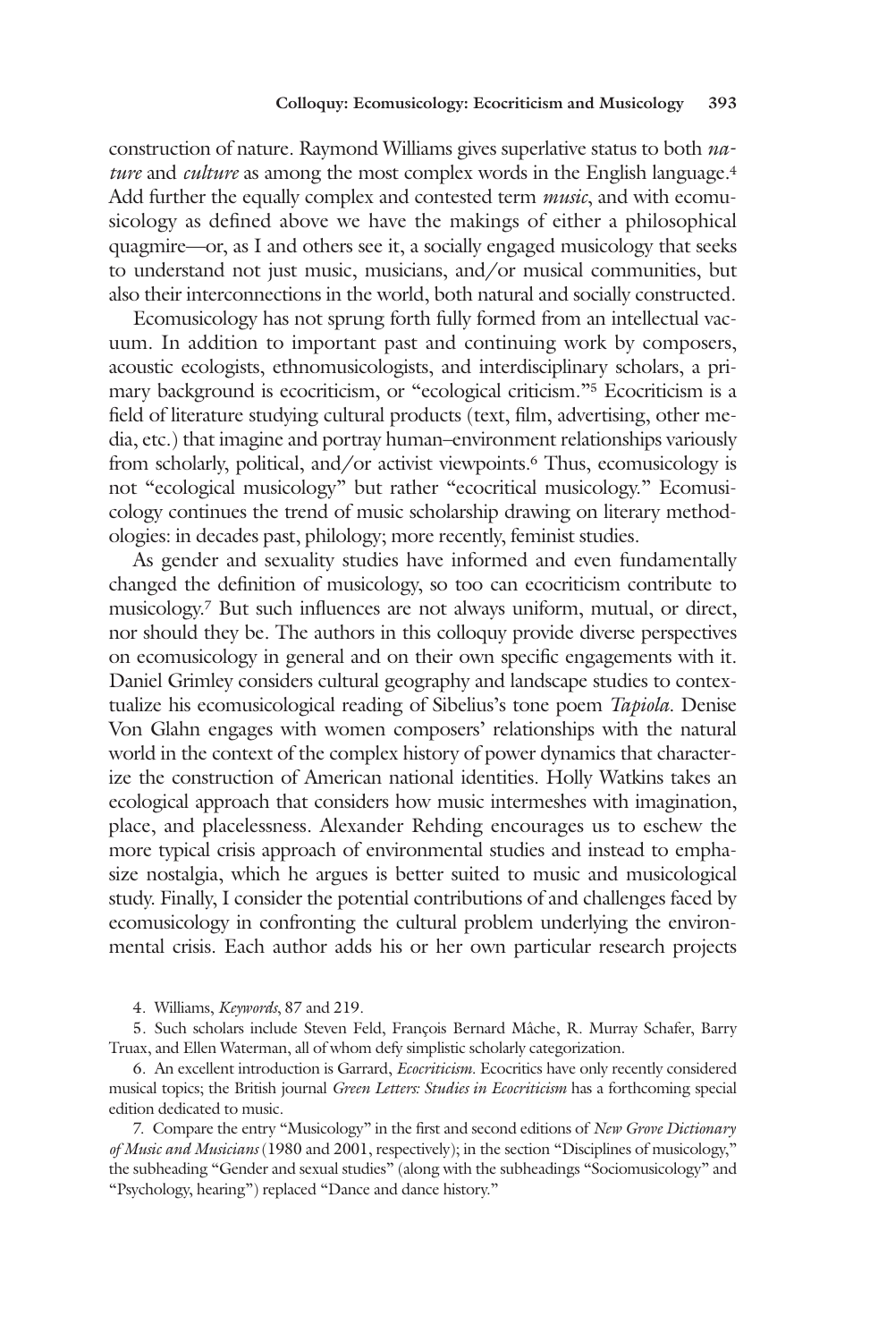construction of nature. Raymond Williams gives superlative status to both *nature* and *culture* as among the most complex words in the English language.[4] Add further the equally complex and contested term *music*, and with ecomusicology as defined above we have the makings of either a philosophical quagmire—or, as I and others see it, a socially engaged musicology that seeks to understand not just music, musicians, and/or musical communities, but also their interconnections in the world, both natural and socially constructed.

Ecomusicology has not sprung forth fully formed from an intellectual vacuum. In addition to important past and continuing work by composers, acoustic ecologists, ethnomusicologists, and interdisciplinary scholars, a primary background is ecocriticism, or "ecological criticism."[5] Ecocriticism is a field of literature studying cultural products (text, film, advertising, other media, etc.) that imagine and portray human–environment relationships variously from scholarly, political, and/or activist viewpoints.[6] Thus, ecomusicology is not "ecological musicology" but rather "ecocritical musicology." Ecomusicology continues the trend of music scholarship drawing on literary methodologies: in decades past, philology; more recently, feminist studies.

As gender and sexuality studies have informed and even fundamentally changed the definition of musicology, so too can ecocriticism contribute to musicology.[7] But such influences are not always uniform, mutual, or direct, nor should they be. The authors in this colloquy provide diverse perspectives on ecomusicology in general and on their own specific engagements with it. Daniel Grimley considers cultural geography and landscape studies to contextualize his ecomusicological reading of Sibelius's tone poem *Tapiola*. Denise Von Glahn engages with women composers' relationships with the natural world in the context of the complex history of power dynamics that characterize the construction of American national identities. Holly Watkins takes an ecological approach that considers how music intermeshes with imagination, place, and placelessness. Alexander Rehding encourages us to eschew the more typical crisis approach of environmental studies and instead to emphasize nostalgia, which he argues is better suited to music and musicological study. Finally, I consider the potential contributions of and challenges faced by ecomusicology in confronting the cultural problem underlying the environmental crisis. Each author adds his or her own particular research projects

4. Williams, *Keywords*, 87 and 219.

5. Such scholars include Steven Feld, François Bernard Mâche, R. Murray Schafer, Barry Truax, and Ellen Waterman, all of whom defy simplistic scholarly categorization.

6. An excellent introduction is Garrard, *Ecocriticism*. Ecocritics have only recently considered musical topics; the British journal *Green Letters: Studies in Ecocriticism* has a forthcoming special edition dedicated to music.

7. Compare the entry "Musicology" in the first and second editions of *New Grove Dictionary of Music and Musicians* (1980 and 2001, respectively); in the section "Disciplines of musicology," the subheading "Gender and sexual studies" (along with the subheadings "Sociomusicology" and "Psychology, hearing") replaced "Dance and dance history."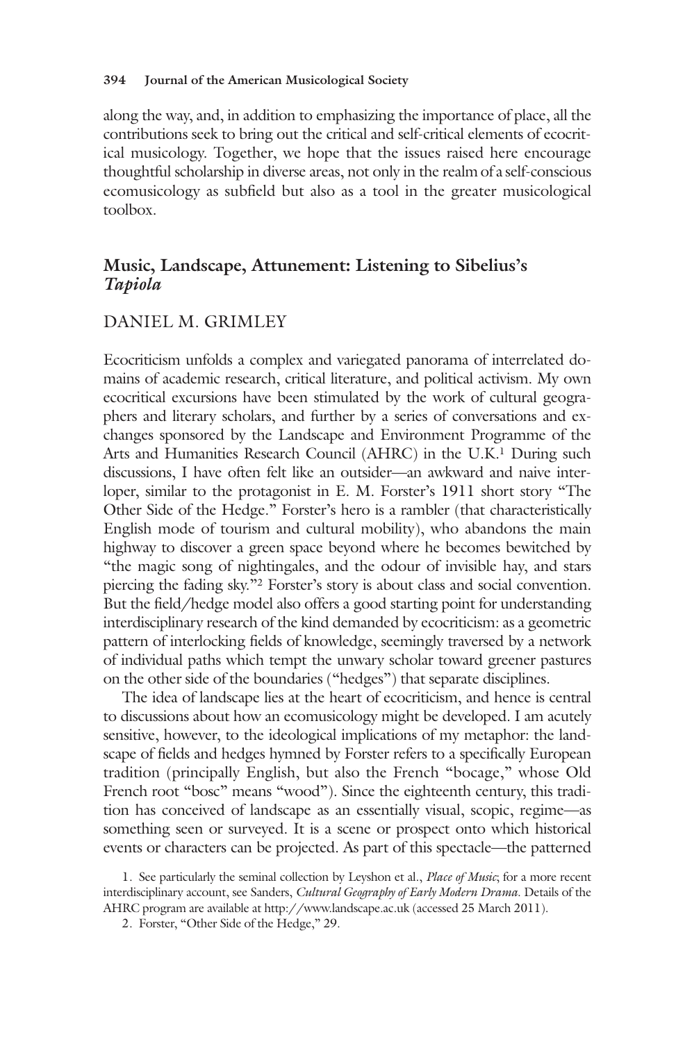along the way, and, in addition to emphasizing the importance of place, all the contributions seek to bring out the critical and self-critical elements of ecocritical musicology. Together, we hope that the issues raised here encourage thoughtful scholarship in diverse areas, not only in the realm of a self-conscious ecomusicology as subfield but also as a tool in the greater musicological toolbox.

## Music, Landscape, Attunement: Listening to Sibelius's *Tapiola*

DANIEL M. GRIMLEY

Ecocriticism unfolds a complex and variegated panorama of interrelated domains of academic research, critical literature, and political activism. My own ecocritical excursions have been stimulated by the work of cultural geographers and literary scholars, and further by a series of conversations and exchanges sponsored by the Landscape and Environment Programme of the Arts and Humanities Research Council (AHRC) in the U.K.[1] During such discussions, I have often felt like an outsider—an awkward and naive interloper, similar to the protagonist in E. M. Forster's 1911 short story "The Other Side of the Hedge." Forster's hero is a rambler (that characteristically English mode of tourism and cultural mobility), who abandons the main highway to discover a green space beyond where he becomes bewitched by "the magic song of nightingales, and the odour of invisible hay, and stars piercing the fading sky."[2] Forster's story is about class and social convention. But the field/hedge model also offers a good starting point for understanding interdisciplinary research of the kind demanded by ecocriticism: as a geometric pattern of interlocking fields of knowledge, seemingly traversed by a network of individual paths which tempt the unwary scholar toward greener pastures on the other side of the boundaries ("hedges") that separate disciplines.

The idea of landscape lies at the heart of ecocriticism, and hence is central to discussions about how an ecomusicology might be developed. I am acutely sensitive, however, to the ideological implications of my metaphor: the landscape of fields and hedges hymned by Forster refers to a specifically European tradition (principally English, but also the French "bocage," whose Old French root "bosc" means "wood"). Since the eighteenth century, this tradition has conceived of landscape as an essentially visual, scopic, regime—as something seen or surveyed. It is a scene or prospect onto which historical events or characters can be projected. As part of this spectacle—the patterned

1. See particularly the seminal collection by Leyshon et al., *Place of Music*; for a more recent interdisciplinary account, see Sanders, *Cultural Geography of Early Modern Drama*. Details of the AHRC program are available at http://www.landscape.ac.uk (accessed 25 March 2011).

2. Forster, "Other Side of the Hedge," 29.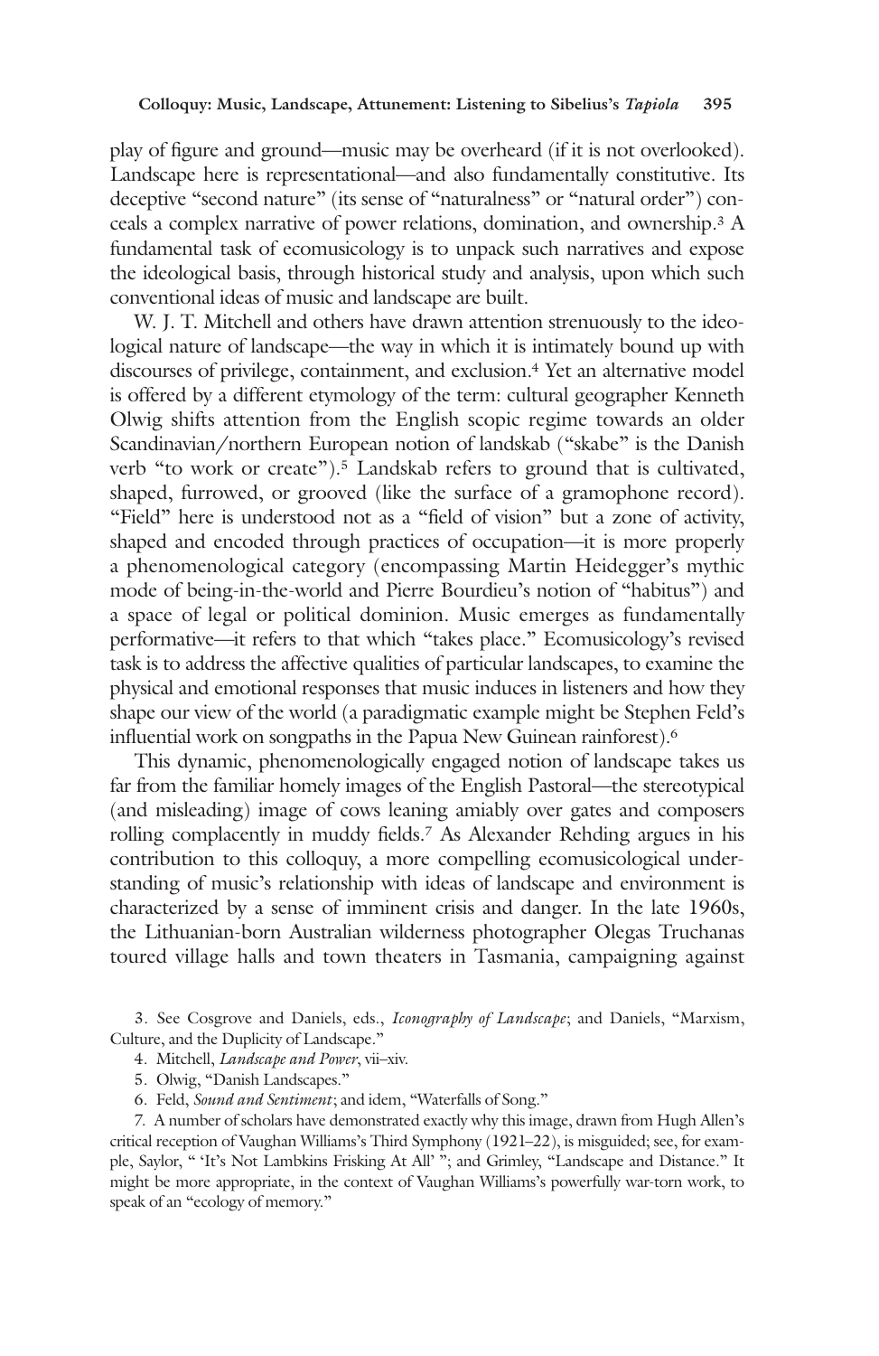play of figure and ground—music may be overheard (if it is not overlooked). Landscape here is representational—and also fundamentally constitutive. Its deceptive "second nature" (its sense of "naturalness" or "natural order") conceals a complex narrative of power relations, domination, and ownership.[3] A fundamental task of ecomusicology is to unpack such narratives and expose the ideological basis, through historical study and analysis, upon which such conventional ideas of music and landscape are built.

W. J. T. Mitchell and others have drawn attention strenuously to the ideological nature of landscape—the way in which it is intimately bound up with discourses of privilege, containment, and exclusion.[4] Yet an alternative model is offered by a different etymology of the term: cultural geographer Kenneth Olwig shifts attention from the English scopic regime towards an older Scandinavian/northern European notion of landskab ("skabe" is the Danish verb "to work or create").[5] Landskab refers to ground that is cultivated, shaped, furrowed, or grooved (like the surface of a gramophone record). "Field" here is understood not as a "field of vision" but a zone of activity, shaped and encoded through practices of occupation—it is more properly a phenomenological category (encompassing Martin Heidegger's mythic mode of being-in-the-world and Pierre Bourdieu's notion of "habitus") and a space of legal or political dominion. Music emerges as fundamentally performative—it refers to that which "takes place." Ecomusicology's revised task is to address the affective qualities of particular landscapes, to examine the physical and emotional responses that music induces in listeners and how they shape our view of the world (a paradigmatic example might be Stephen Feld's influential work on songpaths in the Papua New Guinean rainforest).[6]

This dynamic, phenomenologically engaged notion of landscape takes us far from the familiar homely images of the English Pastoral—the stereotypical (and misleading) image of cows leaning amiably over gates and composers rolling complacently in muddy fields.[7] As Alexander Rehding argues in his contribution to this colloquy, a more compelling ecomusicological understanding of music's relationship with ideas of landscape and environment is characterized by a sense of imminent crisis and danger. In the late 1960s, the Lithuanian-born Australian wilderness photographer Olegas Truchanas toured village halls and town theaters in Tasmania, campaigning against

3. See Cosgrove and Daniels, eds., *Iconography of Landscape*; and Daniels, "Marxism, Culture, and the Duplicity of Landscape."

4. Mitchell, *Landscape and Power*, vii–xiv.

5. Olwig, "Danish Landscapes."

6. Feld, *Sound and Sentiment*; and idem, "Waterfalls of Song."

7. A number of scholars have demonstrated exactly why this image, drawn from Hugh Allen's critical reception of Vaughan Williams's Third Symphony (1921–22), is misguided; see, for example, Saylor, " 'It's Not Lambkins Frisking At All' "; and Grimley, "Landscape and Distance." It might be more appropriate, in the context of Vaughan Williams's powerfully war-torn work, to speak of an "ecology of memory."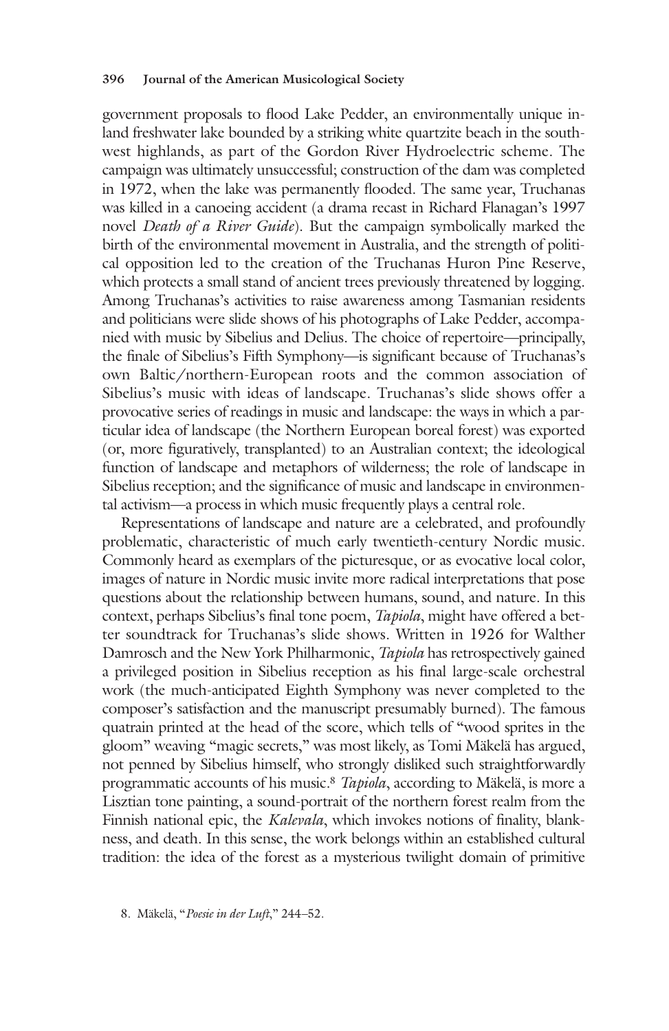government proposals to flood Lake Pedder, an environmentally unique inland freshwater lake bounded by a striking white quartzite beach in the southwest highlands, as part of the Gordon River Hydroelectric scheme. The campaign was ultimately unsuccessful; construction of the dam was completed in 1972, when the lake was permanently flooded. The same year, Truchanas was killed in a canoeing accident (a drama recast in Richard Flanagan's 1997 novel *Death of a River Guide*). But the campaign symbolically marked the birth of the environmental movement in Australia, and the strength of political opposition led to the creation of the Truchanas Huron Pine Reserve, which protects a small stand of ancient trees previously threatened by logging. Among Truchanas's activities to raise awareness among Tasmanian residents and politicians were slide shows of his photographs of Lake Pedder, accompanied with music by Sibelius and Delius. The choice of repertoire—principally, the finale of Sibelius's Fifth Symphony—is significant because of Truchanas's own Baltic/northern-European roots and the common association of Sibelius's music with ideas of landscape. Truchanas's slide shows offer a provocative series of readings in music and landscape: the ways in which a particular idea of landscape (the Northern European boreal forest) was exported (or, more figuratively, transplanted) to an Australian context; the ideological function of landscape and metaphors of wilderness; the role of landscape in Sibelius reception; and the significance of music and landscape in environmental activism—a process in which music frequently plays a central role.

Representations of landscape and nature are a celebrated, and profoundly problematic, characteristic of much early twentieth-century Nordic music. Commonly heard as exemplars of the picturesque, or as evocative local color, images of nature in Nordic music invite more radical interpretations that pose questions about the relationship between humans, sound, and nature. In this context, perhaps Sibelius's final tone poem, *Tapiola*, might have offered a better soundtrack for Truchanas's slide shows. Written in 1926 for Walther Damrosch and the New York Philharmonic, *Tapiola* has retrospectively gained a privileged position in Sibelius reception as his final large-scale orchestral work (the much-anticipated Eighth Symphony was never completed to the composer's satisfaction and the manuscript presumably burned). The famous quatrain printed at the head of the score, which tells of "wood sprites in the gloom" weaving "magic secrets," was most likely, as Tomi Mäkelä has argued, not penned by Sibelius himself, who strongly disliked such straightforwardly programmatic accounts of his music.[8] *Tapiola*, according to Mäkelä, is more a Lisztian tone painting, a sound-portrait of the northern forest realm from the Finnish national epic, the *Kalevala*, which invokes notions of finality, blankness, and death. In this sense, the work belongs within an established cultural tradition: the idea of the forest as a mysterious twilight domain of primitive

8. Mäkelä, "*Poesie in der Luft*," 244–52.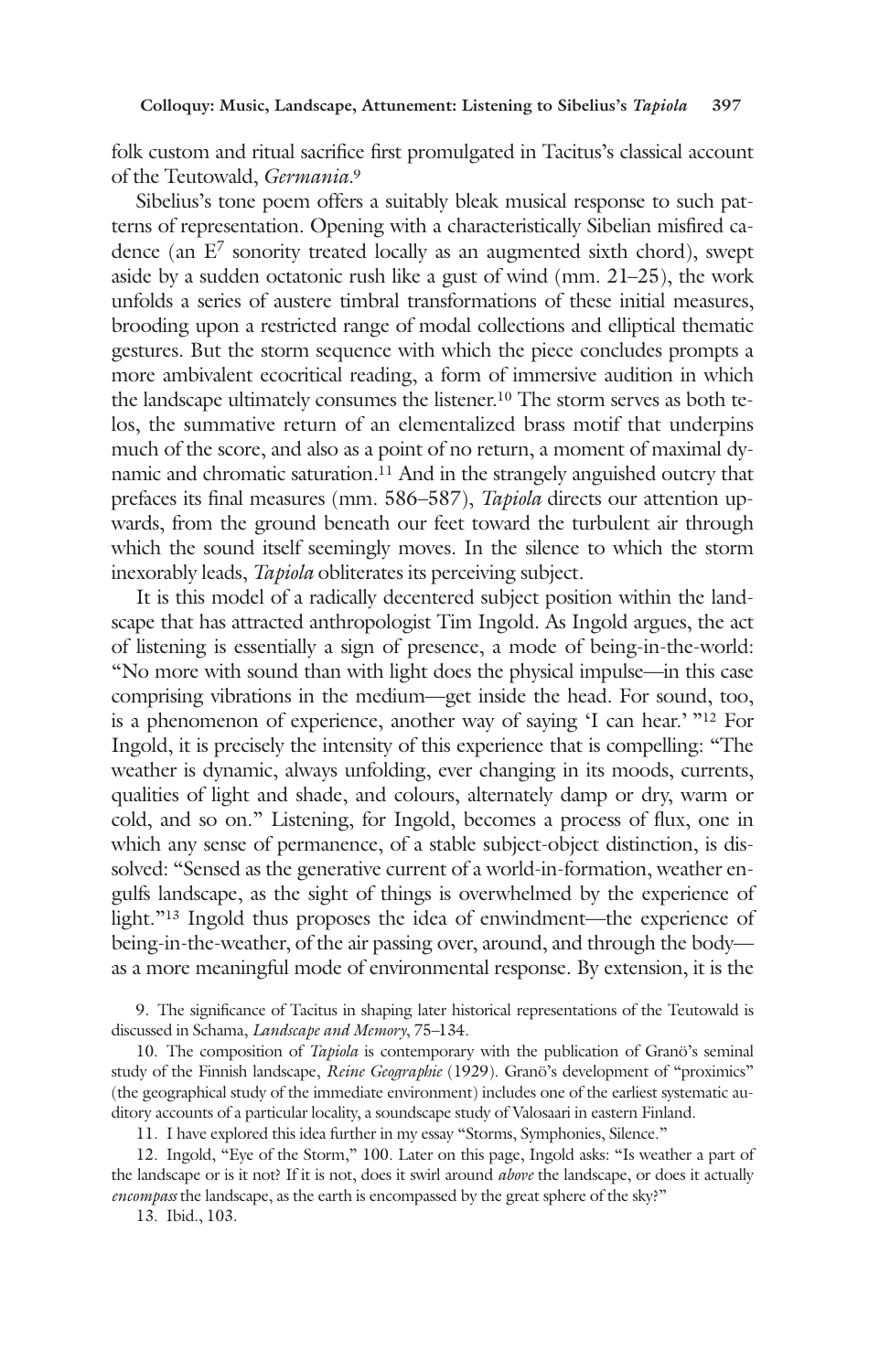folk custom and ritual sacrifice first promulgated in Tacitus's classical account of the Teutowald, *Germania*.[9]

Sibelius's tone poem offers a suitably bleak musical response to such patterns of representation. Opening with a characteristically Sibelian misfired cadence (an $E^7$ sonority treated locally as an augmented sixth chord), swept aside by a sudden octatonic rush like a gust of wind (mm. 21–25), the work unfolds a series of austere timbral transformations of these initial measures, brooding upon a restricted range of modal collections and elliptical thematic gestures. But the storm sequence with which the piece concludes prompts a more ambivalent ecocritical reading, a form of immersive audition in which the landscape ultimately consumes the listener.[10] The storm serves as both telos, the summative return of an elementalized brass motif that underpins much of the score, and also as a point of no return, a moment of maximal dynamic and chromatic saturation.[11] And in the strangely anguished outcry that prefaces its final measures (mm. 586–587), *Tapiola* directs our attention upwards, from the ground beneath our feet toward the turbulent air through which the sound itself seemingly moves. In the silence to which the storm inexorably leads, *Tapiola* obliterates its perceiving subject.

It is this model of a radically decentered subject position within the landscape that has attracted anthropologist Tim Ingold. As Ingold argues, the act of listening is essentially a sign of presence, a mode of being-in-the-world: "No more with sound than with light does the physical impulse—in this case comprising vibrations in the medium—get inside the head. For sound, too, is a phenomenon of experience, another way of saying 'I can hear.' "[12] For Ingold, it is precisely the intensity of this experience that is compelling: "The weather is dynamic, always unfolding, ever changing in its moods, currents, qualities of light and shade, and colours, alternately damp or dry, warm or cold, and so on." Listening, for Ingold, becomes a process of flux, one in which any sense of permanence, of a stable subject-object distinction, is dissolved: "Sensed as the generative current of a world-in-formation, weather engulfs landscape, as the sight of things is overwhelmed by the experience of light."[13] Ingold thus proposes the idea of enwindment—the experience of being-in-the-weather, of the air passing over, around, and through the body—as a more meaningful mode of environmental response. By extension, it is the

9. The significance of Tacitus in shaping later historical representations of the Teutowald is discussed in Schama, *Landscape and Memory*, 75–134.

10. The composition of *Tapiola* is contemporary with the publication of Granö's seminal study of the Finnish landscape, *Reine Geographie* (1929). Granö's development of "proximics" (the geographical study of the immediate environment) includes one of the earliest systematic auditory accounts of a particular locality, a soundscape study of Valosaari in eastern Finland.

11. I have explored this idea further in my essay "Storms, Symphonies, Silence."

12. Ingold, "Eye of the Storm," 100. Later on this page, Ingold asks: "Is weather a part of the landscape or is it not? If it is not, does it swirl around *above* the landscape, or does it actually *encompass* the landscape, as the earth is encompassed by the great sphere of the sky?"

13. Ibid., 103.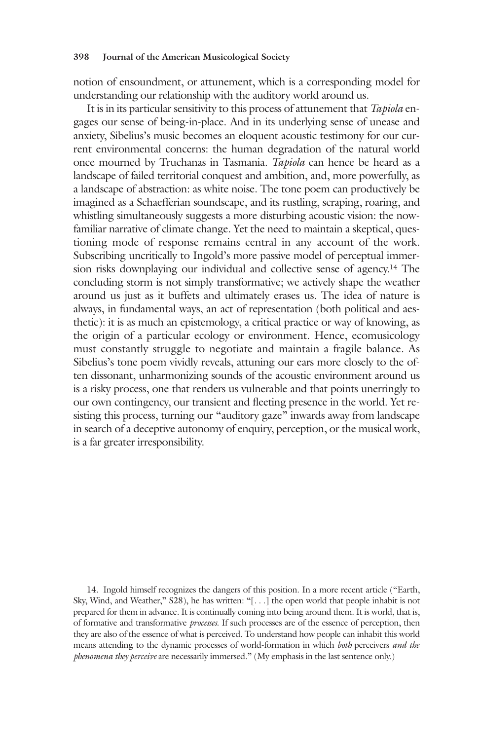notion of ensoundment, or attunement, which is a corresponding model for understanding our relationship with the auditory world around us.

It is in its particular sensitivity to this process of attunement that *Tapiola* engages our sense of being-in-place. And in its underlying sense of unease and anxiety, Sibelius's music becomes an eloquent acoustic testimony for our current environmental concerns: the human degradation of the natural world once mourned by Truchanas in Tasmania. *Tapiola* can hence be heard as a landscape of failed territorial conquest and ambition, and, more powerfully, as a landscape of abstraction: as white noise. The tone poem can productively be imagined as a Schaefferian soundscape, and its rustling, scraping, roaring, and whistling simultaneously suggests a more disturbing acoustic vision: the now-familiar narrative of climate change. Yet the need to maintain a skeptical, questioning mode of response remains central in any account of the work. Subscribing uncritically to Ingold's more passive model of perceptual immersion risks downplaying our individual and collective sense of agency.[14] The concluding storm is not simply transformative; we actively shape the weather around us just as it buffets and ultimately erases us. The idea of nature is always, in fundamental ways, an act of representation (both political and aesthetic): it is as much an epistemology, a critical practice or way of knowing, as the origin of a particular ecology or environment. Hence, ecomusicology must constantly struggle to negotiate and maintain a fragile balance. As Sibelius's tone poem vividly reveals, attuning our ears more closely to the often dissonant, unharmonizing sounds of the acoustic environment around us is a risky process, one that renders us vulnerable and that points unerringly to our own contingency, our transient and fleeting presence in the world. Yet resisting this process, turning our "auditory gaze" inwards away from landscape in search of a deceptive autonomy of enquiry, perception, or the musical work, is a far greater irresponsibility.

14. Ingold himself recognizes the dangers of this position. In a more recent article ("Earth, Sky, Wind, and Weather," S28), he has written: "[. . .] the open world that people inhabit is not prepared for them in advance. It is continually coming into being around them. It is world, that is, of formative and transformative *processes.* If such processes are of the essence of perception, then they are also of the essence of what is perceived. To understand how people can inhabit this world means attending to the dynamic processes of world-formation in which *both* perceivers *and the phenomena they perceive* are necessarily immersed." (My emphasis in the last sentence only.)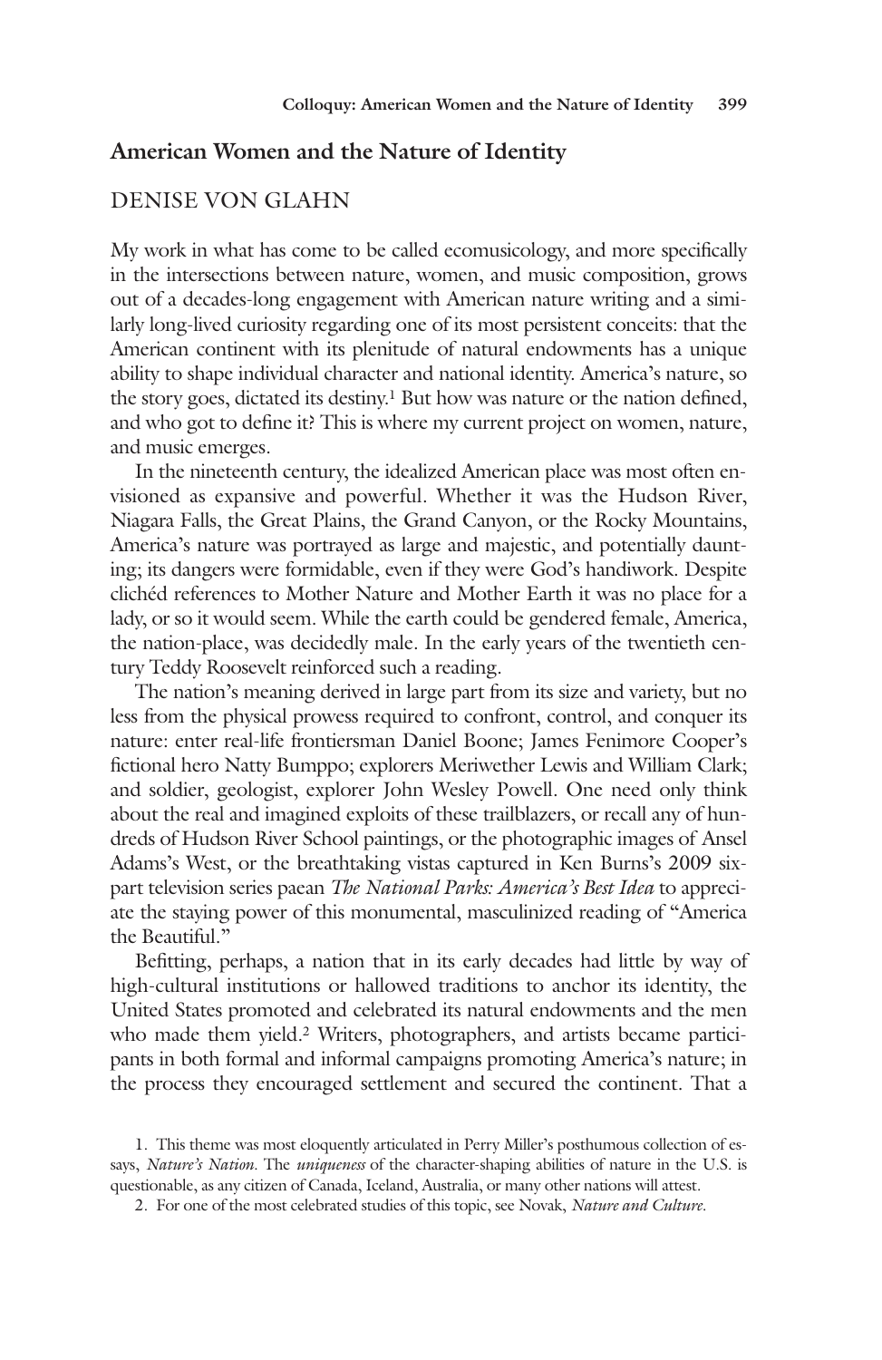## American Women and the Nature of Identity

DENISE VON GLAHN

My work in what has come to be called ecomusicology, and more specifically in the intersections between nature, women, and music composition, grows out of a decades-long engagement with American nature writing and a similarly long-lived curiosity regarding one of its most persistent conceits: that the American continent with its plenitude of natural endowments has a unique ability to shape individual character and national identity. America's nature, so the story goes, dictated its destiny.[1] But how was nature or the nation defined, and who got to define it? This is where my current project on women, nature, and music emerges.

In the nineteenth century, the idealized American place was most often envisioned as expansive and powerful. Whether it was the Hudson River, Niagara Falls, the Great Plains, the Grand Canyon, or the Rocky Mountains, America's nature was portrayed as large and majestic, and potentially daunting; its dangers were formidable, even if they were God's handiwork. Despite clichéd references to Mother Nature and Mother Earth it was no place for a lady, or so it would seem. While the earth could be gendered female, America, the nation-place, was decidedly male. In the early years of the twentieth century Teddy Roosevelt reinforced such a reading.

The nation's meaning derived in large part from its size and variety, but no less from the physical prowess required to confront, control, and conquer its nature: enter real-life frontiersman Daniel Boone; James Fenimore Cooper's fictional hero Natty Bumppo; explorers Meriwether Lewis and William Clark; and soldier, geologist, explorer John Wesley Powell. One need only think about the real and imagined exploits of these trailblazers, or recall any of hundreds of Hudson River School paintings, or the photographic images of Ansel Adams's West, or the breathtaking vistas captured in Ken Burns's 2009 six-part television series paean *The National Parks: America's Best Idea* to appreciate the staying power of this monumental, masculinized reading of "America the Beautiful."

Befitting, perhaps, a nation that in its early decades had little by way of high-cultural institutions or hallowed traditions to anchor its identity, the United States promoted and celebrated its natural endowments and the men who made them yield.[2] Writers, photographers, and artists became participants in both formal and informal campaigns promoting America's nature; in the process they encouraged settlement and secured the continent. That a

1. This theme was most eloquently articulated in Perry Miller's posthumous collection of essays, *Nature's Nation*. The *uniqueness* of the character-shaping abilities of nature in the U.S. is questionable, as any citizen of Canada, Iceland, Australia, or many other nations will attest.

2. For one of the most celebrated studies of this topic, see Novak, *Nature and Culture*.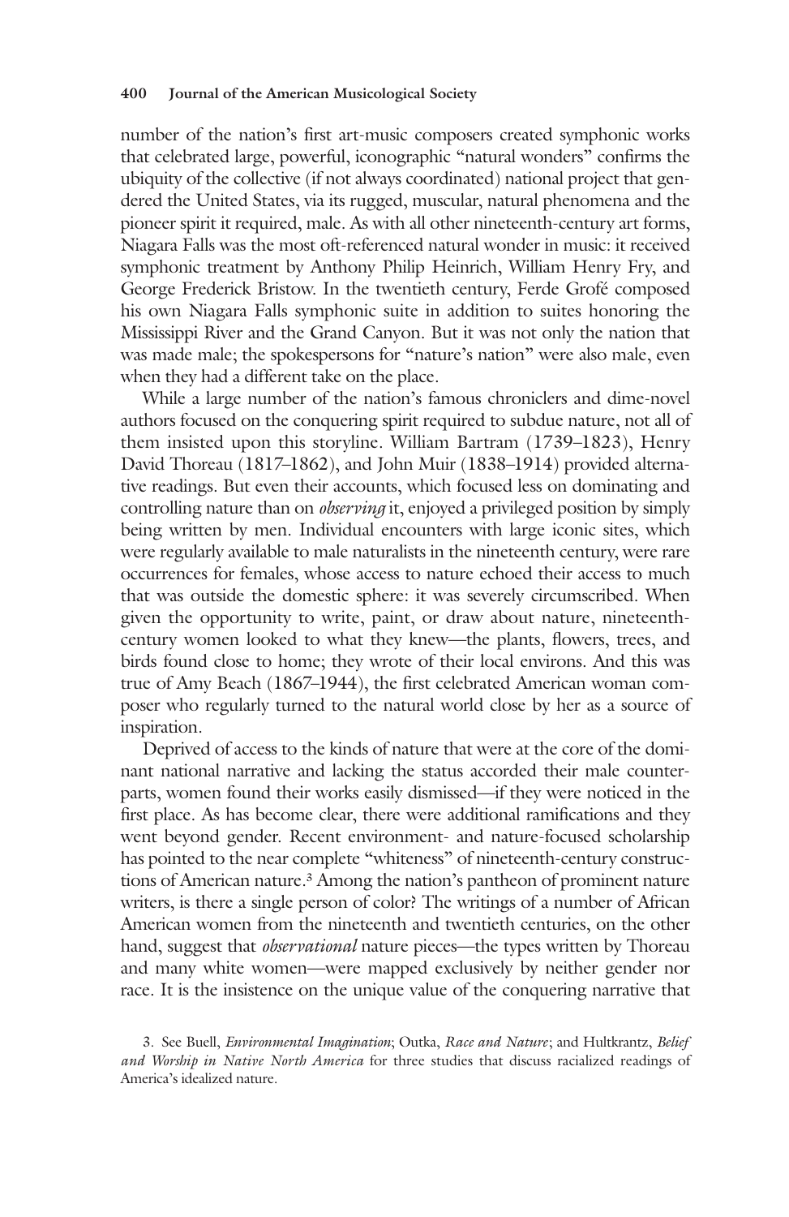number of the nation's first art-music composers created symphonic works that celebrated large, powerful, iconographic "natural wonders" confirms the ubiquity of the collective (if not always coordinated) national project that gendered the United States, via its rugged, muscular, natural phenomena and the pioneer spirit it required, male. As with all other nineteenth-century art forms, Niagara Falls was the most oft-referenced natural wonder in music: it received symphonic treatment by Anthony Philip Heinrich, William Henry Fry, and George Frederick Bristow. In the twentieth century, Ferde Grofé composed his own Niagara Falls symphonic suite in addition to suites honoring the Mississippi River and the Grand Canyon. But it was not only the nation that was made male; the spokespersons for "nature's nation" were also male, even when they had a different take on the place.

While a large number of the nation's famous chroniclers and dime-novel authors focused on the conquering spirit required to subdue nature, not all of them insisted upon this storyline. William Bartram (1739–1823), Henry David Thoreau (1817–1862), and John Muir (1838–1914) provided alternative readings. But even their accounts, which focused less on dominating and controlling nature than on *observing* it, enjoyed a privileged position by simply being written by men. Individual encounters with large iconic sites, which were regularly available to male naturalists in the nineteenth century, were rare occurrences for females, whose access to nature echoed their access to much that was outside the domestic sphere: it was severely circumscribed. When given the opportunity to write, paint, or draw about nature, nineteenth-century women looked to what they knew—the plants, flowers, trees, and birds found close to home; they wrote of their local environs. And this was true of Amy Beach (1867–1944), the first celebrated American woman composer who regularly turned to the natural world close by her as a source of inspiration.

Deprived of access to the kinds of nature that were at the core of the dominant national narrative and lacking the status accorded their male counterparts, women found their works easily dismissed—if they were noticed in the first place. As has become clear, there were additional ramifications and they went beyond gender. Recent environment- and nature-focused scholarship has pointed to the near complete "whiteness" of nineteenth-century constructions of American nature.[3] Among the nation's pantheon of prominent nature writers, is there a single person of color? The writings of a number of African American women from the nineteenth and twentieth centuries, on the other hand, suggest that *observational* nature pieces—the types written by Thoreau and many white women—were mapped exclusively by neither gender nor race. It is the insistence on the unique value of the conquering narrative that

3. See Buell, *Environmental Imagination*; Outka, *Race and Nature*; and Hultkrantz, *Belief and Worship in Native North America* for three studies that discuss racialized readings of America's idealized nature.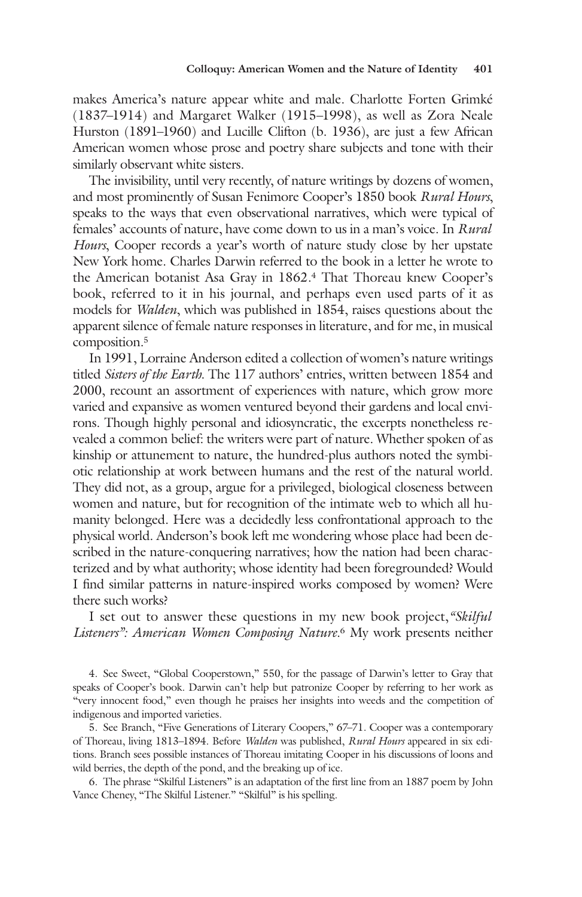makes America's nature appear white and male. Charlotte Forten Grimké (1837–1914) and Margaret Walker (1915–1998), as well as Zora Neale Hurston (1891–1960) and Lucille Clifton (b. 1936), are just a few African American women whose prose and poetry share subjects and tone with their similarly observant white sisters.

The invisibility, until very recently, of nature writings by dozens of women, and most prominently of Susan Fenimore Cooper's 1850 book *Rural Hours*, speaks to the ways that even observational narratives, which were typical of females' accounts of nature, have come down to us in a man's voice. In *Rural Hours*, Cooper records a year's worth of nature study close by her upstate New York home. Charles Darwin referred to the book in a letter he wrote to the American botanist Asa Gray in 1862.[4] That Thoreau knew Cooper's book, referred to it in his journal, and perhaps even used parts of it as models for *Walden*, which was published in 1854, raises questions about the apparent silence of female nature responses in literature, and for me, in musical composition.[5]

In 1991, Lorraine Anderson edited a collection of women's nature writings titled *Sisters of the Earth*. The 117 authors' entries, written between 1854 and 2000, recount an assortment of experiences with nature, which grow more varied and expansive as women ventured beyond their gardens and local environs. Though highly personal and idiosyncratic, the excerpts nonetheless revealed a common belief: the writers were part of nature. Whether spoken of as kinship or attunement to nature, the hundred-plus authors noted the symbiotic relationship at work between humans and the rest of the natural world. They did not, as a group, argue for a privileged, biological closeness between women and nature, but for recognition of the intimate web to which all humanity belonged. Here was a decidedly less confrontational approach to the physical world. Anderson's book left me wondering whose place had been described in the nature-conquering narratives; how the nation had been characterized and by what authority; whose identity had been foregrounded? Would I find similar patterns in nature-inspired works composed by women? Were there such works?

I set out to answer these questions in my new book project, *"Skilful Listeners": American Women Composing Nature*.[6] My work presents neither

4. See Sweet, "Global Cooperstown," 550, for the passage of Darwin's letter to Gray that speaks of Cooper's book. Darwin can't help but patronize Cooper by referring to her work as "very innocent food," even though he praises her insights into weeds and the competition of indigenous and imported varieties.

5. See Branch, "Five Generations of Literary Coopers," 67–71. Cooper was a contemporary of Thoreau, living 1813–1894. Before *Walden* was published, *Rural Hours* appeared in six editions. Branch sees possible instances of Thoreau imitating Cooper in his discussions of loons and wild berries, the depth of the pond, and the breaking up of ice.

6. The phrase "Skilful Listeners" is an adaptation of the first line from an 1887 poem by John Vance Cheney, "The Skilful Listener." "Skilful" is his spelling.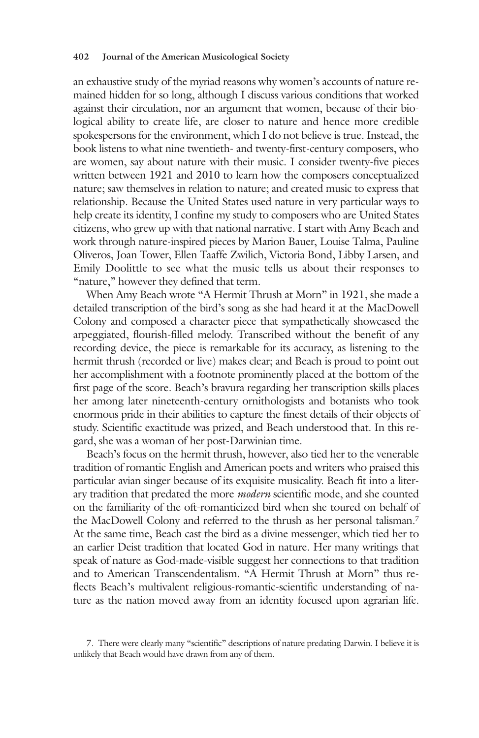an exhaustive study of the myriad reasons why women's accounts of nature remained hidden for so long, although I discuss various conditions that worked against their circulation, nor an argument that women, because of their biological ability to create life, are closer to nature and hence more credible spokespersons for the environment, which I do not believe is true. Instead, the book listens to what nine twentieth- and twenty-first-century composers, who are women, say about nature with their music. I consider twenty-five pieces written between 1921 and 2010 to learn how the composers conceptualized nature; saw themselves in relation to nature; and created music to express that relationship. Because the United States used nature in very particular ways to help create its identity, I confine my study to composers who are United States citizens, who grew up with that national narrative. I start with Amy Beach and work through nature-inspired pieces by Marion Bauer, Louise Talma, Pauline Oliveros, Joan Tower, Ellen Taaffe Zwilich, Victoria Bond, Libby Larsen, and Emily Doolittle to see what the music tells us about their responses to "nature," however they defined that term.

When Amy Beach wrote "A Hermit Thrush at Morn" in 1921, she made a detailed transcription of the bird's song as she had heard it at the MacDowell Colony and composed a character piece that sympathetically showcased the arpeggiated, flourish-filled melody. Transcribed without the benefit of any recording device, the piece is remarkable for its accuracy, as listening to the hermit thrush (recorded or live) makes clear; and Beach is proud to point out her accomplishment with a footnote prominently placed at the bottom of the first page of the score. Beach's bravura regarding her transcription skills places her among later nineteenth-century ornithologists and botanists who took enormous pride in their abilities to capture the finest details of their objects of study. Scientific exactitude was prized, and Beach understood that. In this regard, she was a woman of her post-Darwinian time.

Beach's focus on the hermit thrush, however, also tied her to the venerable tradition of romantic English and American poets and writers who praised this particular avian singer because of its exquisite musicality. Beach fit into a literary tradition that predated the more *modern* scientific mode, and she counted on the familiarity of the oft-romanticized bird when she toured on behalf of the MacDowell Colony and referred to the thrush as her personal talisman.[7] At the same time, Beach cast the bird as a divine messenger, which tied her to an earlier Deist tradition that located God in nature. Her many writings that speak of nature as God-made-visible suggest her connections to that tradition and to American Transcendentalism. "A Hermit Thrush at Morn" thus reflects Beach's multivalent religious-romantic-scientific understanding of nature as the nation moved away from an identity focused upon agrarian life.

7. There were clearly many "scientific" descriptions of nature predating Darwin. I believe it is unlikely that Beach would have drawn from any of them.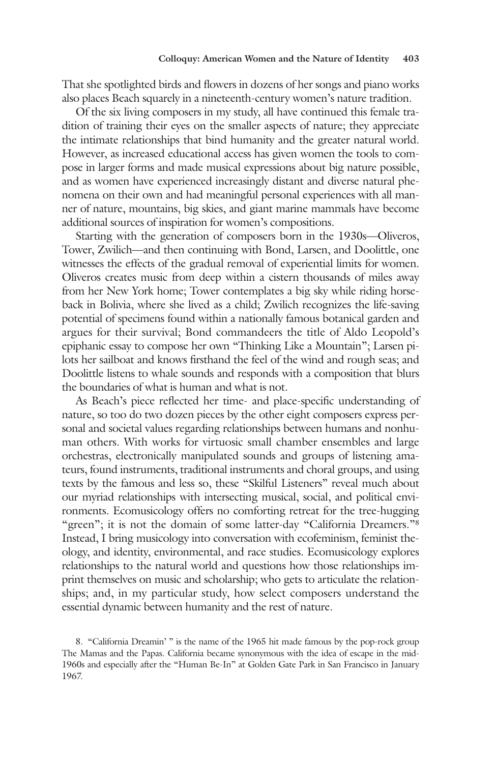That she spotlighted birds and flowers in dozens of her songs and piano works also places Beach squarely in a nineteenth-century women's nature tradition.

Of the six living composers in my study, all have continued this female tradition of training their eyes on the smaller aspects of nature; they appreciate the intimate relationships that bind humanity and the greater natural world. However, as increased educational access has given women the tools to compose in larger forms and made musical expressions about big nature possible, and as women have experienced increasingly distant and diverse natural phenomena on their own and had meaningful personal experiences with all manner of nature, mountains, big skies, and giant marine mammals have become additional sources of inspiration for women's compositions.

Starting with the generation of composers born in the 1930s—Oliveros, Tower, Zwilich—and then continuing with Bond, Larsen, and Doolittle, one witnesses the effects of the gradual removal of experiential limits for women. Oliveros creates music from deep within a cistern thousands of miles away from her New York home; Tower contemplates a big sky while riding horseback in Bolivia, where she lived as a child; Zwilich recognizes the life-saving potential of specimens found within a nationally famous botanical garden and argues for their survival; Bond commandeers the title of Aldo Leopold's epiphanic essay to compose her own "Thinking Like a Mountain"; Larsen pilots her sailboat and knows firsthand the feel of the wind and rough seas; and Doolittle listens to whale sounds and responds with a composition that blurs the boundaries of what is human and what is not.

As Beach's piece reflected her time- and place-specific understanding of nature, so too do two dozen pieces by the other eight composers express personal and societal values regarding relationships between humans and nonhuman others. With works for virtuosic small chamber ensembles and large orchestras, electronically manipulated sounds and groups of listening amateurs, found instruments, traditional instruments and choral groups, and using texts by the famous and less so, these "Skilful Listeners" reveal much about our myriad relationships with intersecting musical, social, and political environments. Ecomusicology offers no comforting retreat for the tree-hugging "green"; it is not the domain of some latter-day "California Dreamers."[8] Instead, I bring musicology into conversation with ecofeminism, feminist theology, and identity, environmental, and race studies. Ecomusicology explores relationships to the natural world and questions how those relationships imprint themselves on music and scholarship; who gets to articulate the relationships; and, in my particular study, how select composers understand the essential dynamic between humanity and the rest of nature.

8. "California Dreamin' " is the name of the 1965 hit made famous by the pop-rock group The Mamas and the Papas. California became synonymous with the idea of escape in the mid-1960s and especially after the "Human Be-In" at Golden Gate Park in San Francisco in January 1967.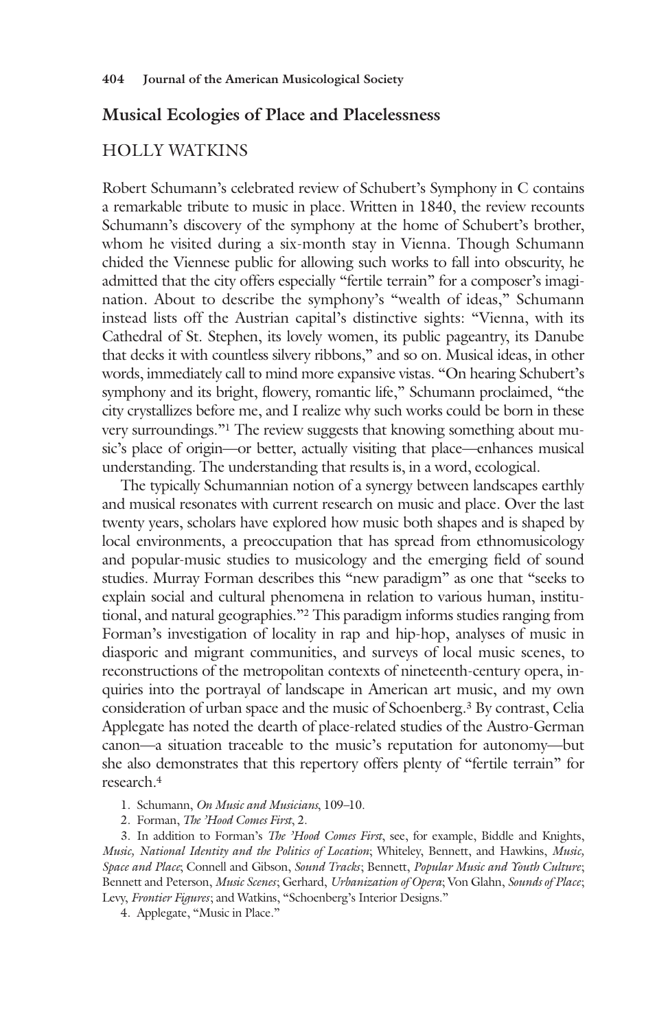## Musical Ecologies of Place and Placelessness

HOLLY WATKINS

Robert Schumann's celebrated review of Schubert's Symphony in C contains a remarkable tribute to music in place. Written in 1840, the review recounts Schumann's discovery of the symphony at the home of Schubert's brother, whom he visited during a six-month stay in Vienna. Though Schumann chided the Viennese public for allowing such works to fall into obscurity, he admitted that the city offers especially "fertile terrain" for a composer's imagination. About to describe the symphony's "wealth of ideas," Schumann instead lists off the Austrian capital's distinctive sights: "Vienna, with its Cathedral of St. Stephen, its lovely women, its public pageantry, its Danube that decks it with countless silvery ribbons," and so on. Musical ideas, in other words, immediately call to mind more expansive vistas. "On hearing Schubert's symphony and its bright, flowery, romantic life," Schumann proclaimed, "the city crystallizes before me, and I realize why such works could be born in these very surroundings."[1] The review suggests that knowing something about music's place of origin—or better, actually visiting that place—enhances musical understanding. The understanding that results is, in a word, ecological.

The typically Schumannian notion of a synergy between landscapes earthly and musical resonates with current research on music and place. Over the last twenty years, scholars have explored how music both shapes and is shaped by local environments, a preoccupation that has spread from ethnomusicology and popular-music studies to musicology and the emerging field of sound studies. Murray Forman describes this "new paradigm" as one that "seeks to explain social and cultural phenomena in relation to various human, institutional, and natural geographies."[2] This paradigm informs studies ranging from Forman's investigation of locality in rap and hip-hop, analyses of music in diasporic and migrant communities, and surveys of local music scenes, to reconstructions of the metropolitan contexts of nineteenth-century opera, inquiries into the portrayal of landscape in American art music, and my own consideration of urban space and the music of Schoenberg.[3] By contrast, Celia Applegate has noted the dearth of place-related studies of the Austro-German canon—a situation traceable to the music's reputation for autonomy—but she also demonstrates that this repertory offers plenty of "fertile terrain" for research.[4]

1. Schumann, *On Music and Musicians*, 109–10.

2. Forman, *The 'Hood Comes First*, 2.

3. In addition to Forman's *The 'Hood Comes First*, see, for example, Biddle and Knights, *Music, National Identity and the Politics of Location*; Whiteley, Bennett, and Hawkins, *Music, Space and Place*; Connell and Gibson, *Sound Tracks*; Bennett, *Popular Music and Youth Culture*; Bennett and Peterson, *Music Scenes*; Gerhard, *Urbanization of Opera*; Von Glahn, *Sounds of Place*; Levy, *Frontier Figures*; and Watkins, "Schoenberg's Interior Designs."

4. Applegate, "Music in Place."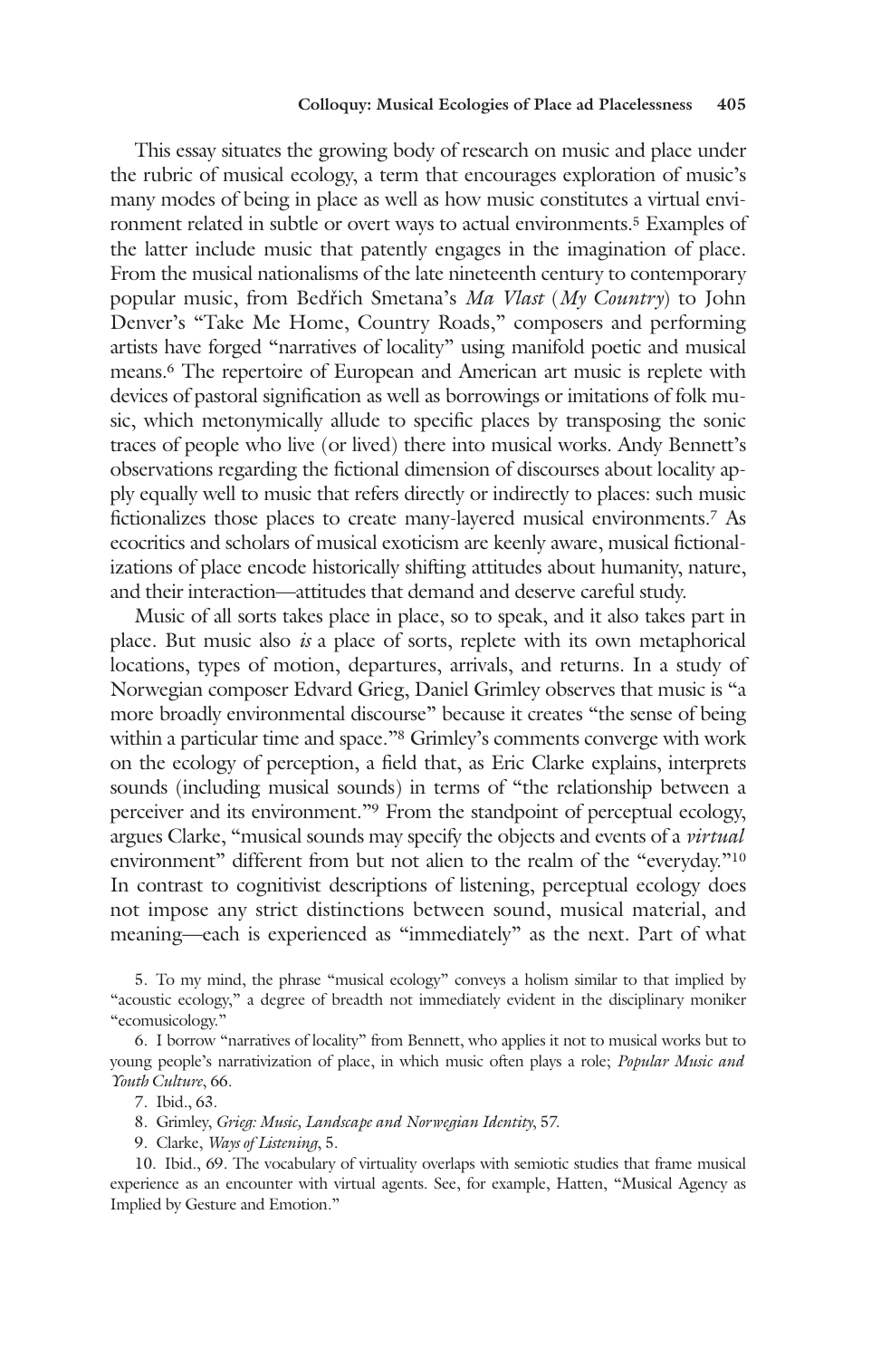This essay situates the growing body of research on music and place under the rubric of musical ecology, a term that encourages exploration of music's many modes of being in place as well as how music constitutes a virtual environment related in subtle or overt ways to actual environments.[5] Examples of the latter include music that patently engages in the imagination of place. From the musical nationalisms of the late nineteenth century to contemporary popular music, from Bedřich Smetana's *Ma Vlast* (*My Country*) to John Denver's "Take Me Home, Country Roads," composers and performing artists have forged "narratives of locality" using manifold poetic and musical means.[6] The repertoire of European and American art music is replete with devices of pastoral signification as well as borrowings or imitations of folk music, which metonymically allude to specific places by transposing the sonic traces of people who live (or lived) there into musical works. Andy Bennett's observations regarding the fictional dimension of discourses about locality apply equally well to music that refers directly or indirectly to places: such music fictionalizes those places to create many-layered musical environments.[7] As ecocritics and scholars of musical exoticism are keenly aware, musical fictionalizations of place encode historically shifting attitudes about humanity, nature, and their interaction—attitudes that demand and deserve careful study.

Music of all sorts takes place in place, so to speak, and it also takes part in place. But music also *is* a place of sorts, replete with its own metaphorical locations, types of motion, departures, arrivals, and returns. In a study of Norwegian composer Edvard Grieg, Daniel Grimley observes that music is "a more broadly environmental discourse" because it creates "the sense of being within a particular time and space."[8] Grimley's comments converge with work on the ecology of perception, a field that, as Eric Clarke explains, interprets sounds (including musical sounds) in terms of "the relationship between a perceiver and its environment."[9] From the standpoint of perceptual ecology, argues Clarke, "musical sounds may specify the objects and events of a *virtual* environment" different from but not alien to the realm of the "everyday."[10] In contrast to cognitivist descriptions of listening, perceptual ecology does not impose any strict distinctions between sound, musical material, and meaning—each is experienced as "immediately" as the next. Part of what

5. To my mind, the phrase "musical ecology" conveys a holism similar to that implied by "acoustic ecology," a degree of breadth not immediately evident in the disciplinary moniker "ecomusicology."

6. I borrow "narratives of locality" from Bennett, who applies it not to musical works but to young people's narrativization of place, in which music often plays a role; *Popular Music and Youth Culture*, 66.

7. Ibid., 63.

8. Grimley, *Grieg: Music, Landscape and Norwegian Identity*, 57.

9. Clarke, *Ways of Listening*, 5.

10. Ibid., 69. The vocabulary of virtuality overlaps with semiotic studies that frame musical experience as an encounter with virtual agents. See, for example, Hatten, "Musical Agency as Implied by Gesture and Emotion."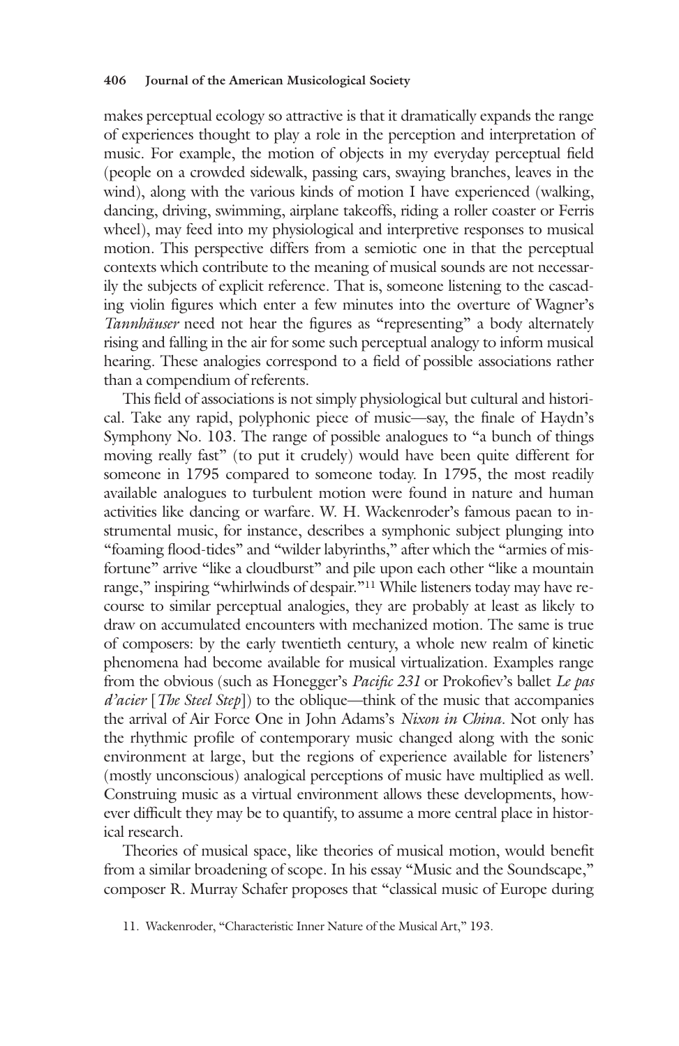makes perceptual ecology so attractive is that it dramatically expands the range of experiences thought to play a role in the perception and interpretation of music. For example, the motion of objects in my everyday perceptual field (people on a crowded sidewalk, passing cars, swaying branches, leaves in the wind), along with the various kinds of motion I have experienced (walking, dancing, driving, swimming, airplane takeoffs, riding a roller coaster or Ferris wheel), may feed into my physiological and interpretive responses to musical motion. This perspective differs from a semiotic one in that the perceptual contexts which contribute to the meaning of musical sounds are not necessarily the subjects of explicit reference. That is, someone listening to the cascading violin figures which enter a few minutes into the overture of Wagner's *Tannhäuser* need not hear the figures as "representing" a body alternately rising and falling in the air for some such perceptual analogy to inform musical hearing. These analogies correspond to a field of possible associations rather than a compendium of referents.

This field of associations is not simply physiological but cultural and historical. Take any rapid, polyphonic piece of music—say, the finale of Haydn's Symphony No. 103. The range of possible analogues to "a bunch of things moving really fast" (to put it crudely) would have been quite different for someone in 1795 compared to someone today. In 1795, the most readily available analogues to turbulent motion were found in nature and human activities like dancing or warfare. W. H. Wackenroder's famous paean to instrumental music, for instance, describes a symphonic subject plunging into "foaming flood-tides" and "wilder labyrinths," after which the "armies of misfortune" arrive "like a cloudburst" and pile upon each other "like a mountain range," inspiring "whirlwinds of despair."[11] While listeners today may have recourse to similar perceptual analogies, they are probably at least as likely to draw on accumulated encounters with mechanized motion. The same is true of composers: by the early twentieth century, a whole new realm of kinetic phenomena had become available for musical virtualization. Examples range from the obvious (such as Honegger's *Pacific 231* or Prokofiev's ballet *Le pas d'acier* [*The Steel Step*]) to the oblique—think of the music that accompanies the arrival of Air Force One in John Adams's *Nixon in China*. Not only has the rhythmic profile of contemporary music changed along with the sonic environment at large, but the regions of experience available for listeners' (mostly unconscious) analogical perceptions of music have multiplied as well. Construing music as a virtual environment allows these developments, however difficult they may be to quantify, to assume a more central place in historical research.

Theories of musical space, like theories of musical motion, would benefit from a similar broadening of scope. In his essay "Music and the Soundscape," composer R. Murray Schafer proposes that "classical music of Europe during

11. Wackenroder, "Characteristic Inner Nature of the Musical Art," 193.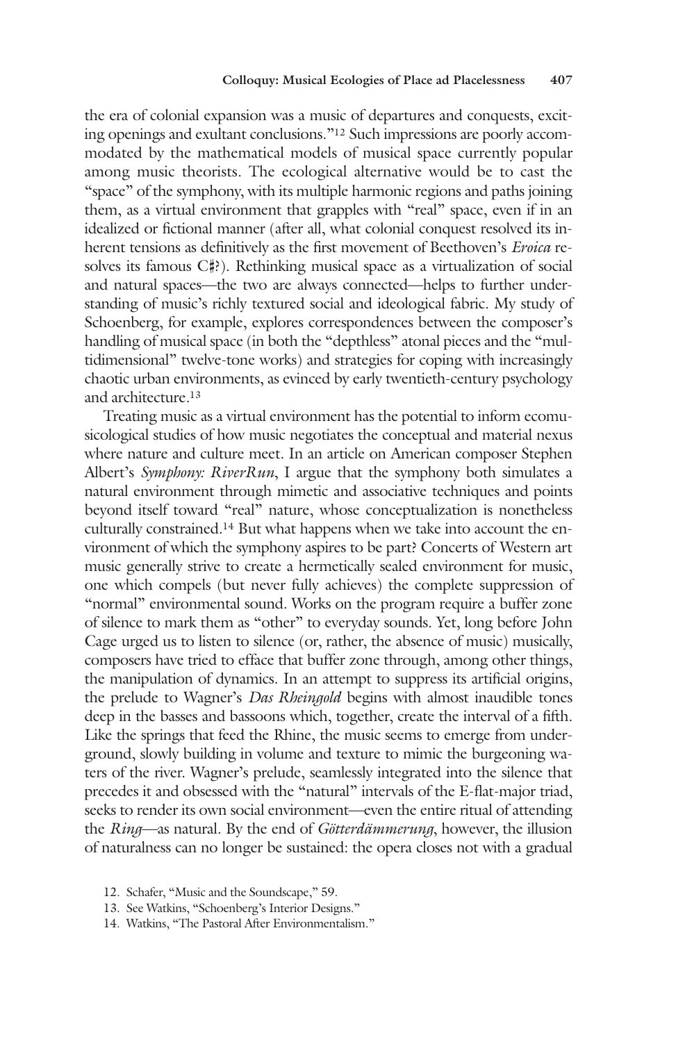the era of colonial expansion was a music of departures and conquests, exciting openings and exultant conclusions."[12] Such impressions are poorly accommodated by the mathematical models of musical space currently popular among music theorists. The ecological alternative would be to cast the "space" of the symphony, with its multiple harmonic regions and paths joining them, as a virtual environment that grapples with "real" space, even if in an idealized or fictional manner (after all, what colonial conquest resolved its inherent tensions as definitively as the first movement of Beethoven's *Eroica* resolves its famous C♯?). Rethinking musical space as a virtualization of social and natural spaces—the two are always connected—helps to further understanding of music's richly textured social and ideological fabric. My study of Schoenberg, for example, explores correspondences between the composer's handling of musical space (in both the "depthless" atonal pieces and the "multidimensional" twelve-tone works) and strategies for coping with increasingly chaotic urban environments, as evinced by early twentieth-century psychology and architecture.[13]

Treating music as a virtual environment has the potential to inform ecomusicological studies of how music negotiates the conceptual and material nexus where nature and culture meet. In an article on American composer Stephen Albert's *Symphony: RiverRun*, I argue that the symphony both simulates a natural environment through mimetic and associative techniques and points beyond itself toward "real" nature, whose conceptualization is nonetheless culturally constrained.[14] But what happens when we take into account the environment of which the symphony aspires to be part? Concerts of Western art music generally strive to create a hermetically sealed environment for music, one which compels (but never fully achieves) the complete suppression of "normal" environmental sound. Works on the program require a buffer zone of silence to mark them as "other" to everyday sounds. Yet, long before John Cage urged us to listen to silence (or, rather, the absence of music) musically, composers have tried to efface that buffer zone through, among other things, the manipulation of dynamics. In an attempt to suppress its artificial origins, the prelude to Wagner's *Das Rheingold* begins with almost inaudible tones deep in the basses and bassoons which, together, create the interval of a fifth. Like the springs that feed the Rhine, the music seems to emerge from underground, slowly building in volume and texture to mimic the burgeoning waters of the river. Wagner's prelude, seamlessly integrated into the silence that precedes it and obsessed with the "natural" intervals of the E-flat-major triad, seeks to render its own social environment—even the entire ritual of attending the *Ring*—as natural. By the end of *Götterdämmerung*, however, the illusion of naturalness can no longer be sustained: the opera closes not with a gradual

12. Schafer, "Music and the Soundscape," 59.

13. See Watkins, "Schoenberg's Interior Designs."

14. Watkins, "The Pastoral After Environmentalism."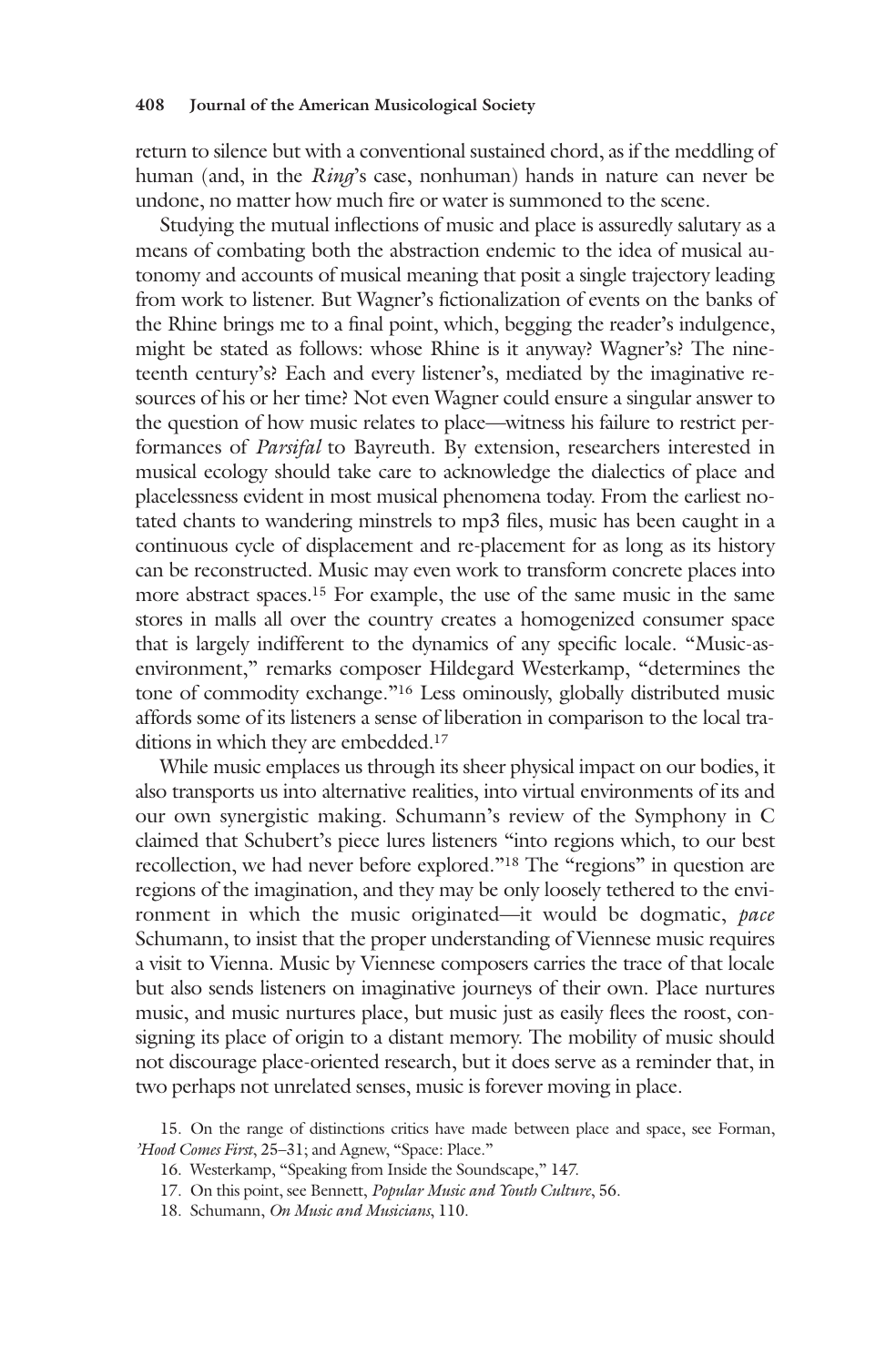return to silence but with a conventional sustained chord, as if the meddling of human (and, in the *Ring*'s case, nonhuman) hands in nature can never be undone, no matter how much fire or water is summoned to the scene.

Studying the mutual inflections of music and place is assuredly salutary as a means of combating both the abstraction endemic to the idea of musical autonomy and accounts of musical meaning that posit a single trajectory leading from work to listener. But Wagner's fictionalization of events on the banks of the Rhine brings me to a final point, which, begging the reader's indulgence, might be stated as follows: whose Rhine is it anyway? Wagner's? The nineteenth century's? Each and every listener's, mediated by the imaginative resources of his or her time? Not even Wagner could ensure a singular answer to the question of how music relates to place—witness his failure to restrict performances of *Parsifal* to Bayreuth. By extension, researchers interested in musical ecology should take care to acknowledge the dialectics of place and placelessness evident in most musical phenomena today. From the earliest notated chants to wandering minstrels to mp3 files, music has been caught in a continuous cycle of displacement and re-placement for as long as its history can be reconstructed. Music may even work to transform concrete places into more abstract spaces.[15] For example, the use of the same music in the same stores in malls all over the country creates a homogenized consumer space that is largely indifferent to the dynamics of any specific locale. "Music-as-environment," remarks composer Hildegard Westerkamp, "determines the tone of commodity exchange."[16] Less ominously, globally distributed music affords some of its listeners a sense of liberation in comparison to the local traditions in which they are embedded.[17]

While music emplaces us through its sheer physical impact on our bodies, it also transports us into alternative realities, into virtual environments of its and our own synergistic making. Schumann's review of the Symphony in C claimed that Schubert's piece lures listeners "into regions which, to our best recollection, we had never before explored."[18] The "regions" in question are regions of the imagination, and they may be only loosely tethered to the environment in which the music originated—it would be dogmatic, *pace* Schumann, to insist that the proper understanding of Viennese music requires a visit to Vienna. Music by Viennese composers carries the trace of that locale but also sends listeners on imaginative journeys of their own. Place nurtures music, and music nurtures place, but music just as easily flees the roost, consigning its place of origin to a distant memory. The mobility of music should not discourage place-oriented research, but it does serve as a reminder that, in two perhaps not unrelated senses, music is forever moving in place.

15. On the range of distinctions critics have made between place and space, see Forman, *'Hood Comes First*, 25–31; and Agnew, "Space: Place."

16. Westerkamp, "Speaking from Inside the Soundscape," 147.

17. On this point, see Bennett, *Popular Music and Youth Culture*, 56.

18. Schumann, *On Music and Musicians*, 110.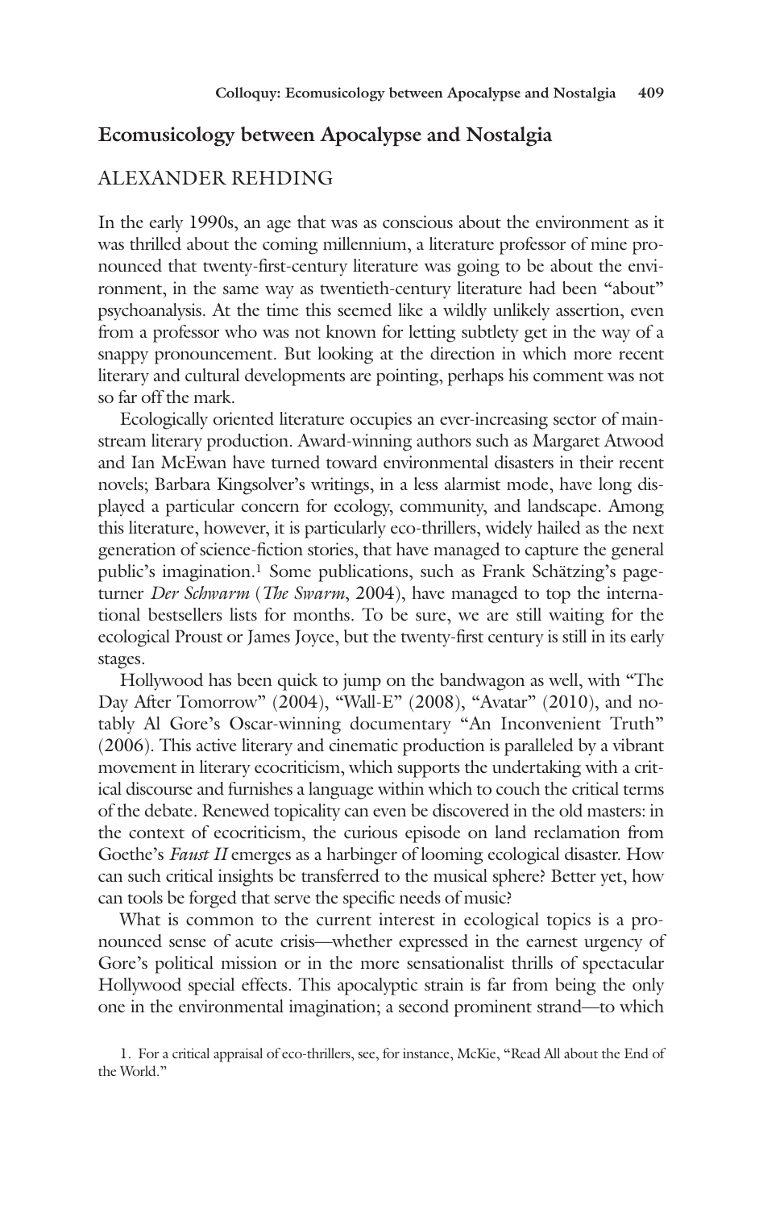## Ecomusicology between Apocalypse and Nostalgia

ALEXANDER REHDING

In the early 1990s, an age that was as conscious about the environment as it was thrilled about the coming millennium, a literature professor of mine pronounced that twenty-first-century literature was going to be about the environment, in the same way as twentieth-century literature had been "about" psychoanalysis. At the time this seemed like a wildly unlikely assertion, even from a professor who was not known for letting subtlety get in the way of a snappy pronouncement. But looking at the direction in which more recent literary and cultural developments are pointing, perhaps his comment was not so far off the mark.

Ecologically oriented literature occupies an ever-increasing sector of mainstream literary production. Award-winning authors such as Margaret Atwood and Ian McEwan have turned toward environmental disasters in their recent novels; Barbara Kingsolver's writings, in a less alarmist mode, have long displayed a particular concern for ecology, community, and landscape. Among this literature, however, it is particularly eco-thrillers, widely hailed as the next generation of science-fiction stories, that have managed to capture the general public's imagination.[1] Some publications, such as Frank Schätzing's page-turner *Der Schwarm* (*The Swarm*, 2004), have managed to top the international bestsellers lists for months. To be sure, we are still waiting for the ecological Proust or James Joyce, but the twenty-first century is still in its early stages.

Hollywood has been quick to jump on the bandwagon as well, with "The Day After Tomorrow" (2004), "Wall-E" (2008), "Avatar" (2010), and notably Al Gore's Oscar-winning documentary "An Inconvenient Truth" (2006). This active literary and cinematic production is paralleled by a vibrant movement in literary ecocriticism, which supports the undertaking with a critical discourse and furnishes a language within which to couch the critical terms of the debate. Renewed topicality can even be discovered in the old masters: in the context of ecocriticism, the curious episode on land reclamation from Goethe's *Faust II* emerges as a harbinger of looming ecological disaster. How can such critical insights be transferred to the musical sphere? Better yet, how can tools be forged that serve the specific needs of music?

What is common to the current interest in ecological topics is a pronounced sense of acute crisis—whether expressed in the earnest urgency of Gore's political mission or in the more sensationalist thrills of spectacular Hollywood special effects. This apocalyptic strain is far from being the only one in the environmental imagination; a second prominent strand—to which

1. For a critical appraisal of eco-thrillers, see, for instance, McKie, "Read All about the End of the World."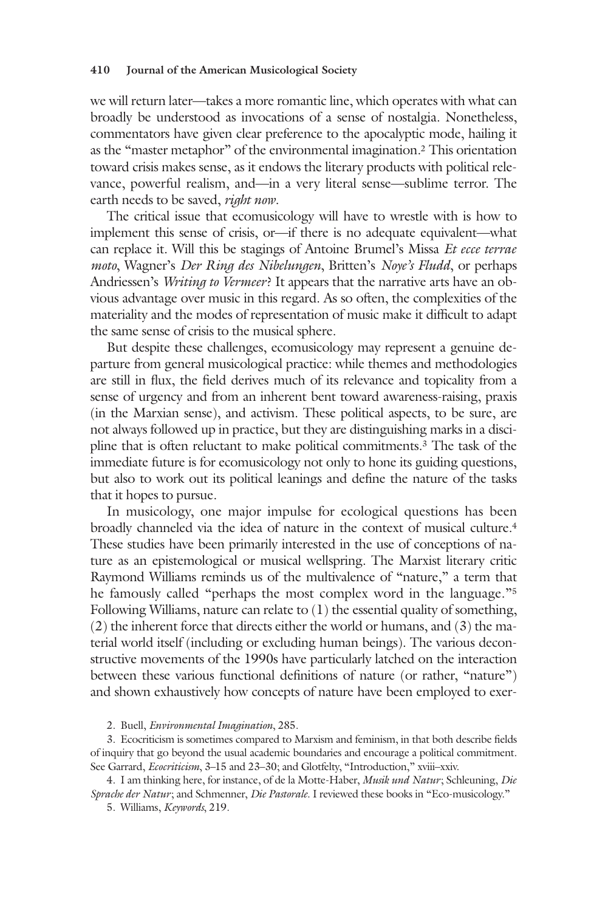we will return later—takes a more romantic line, which operates with what can broadly be understood as invocations of a sense of nostalgia. Nonetheless, commentators have given clear preference to the apocalyptic mode, hailing it as the "master metaphor" of the environmental imagination.[2] This orientation toward crisis makes sense, as it endows the literary products with political relevance, powerful realism, and—in a very literal sense—sublime terror. The earth needs to be saved, *right now*.

The critical issue that ecomusicology will have to wrestle with is how to implement this sense of crisis, or—if there is no adequate equivalent—what can replace it. Will this be stagings of Antoine Brumel's Missa *Et ecce terrae moto*, Wagner's *Der Ring des Nibelungen*, Britten's *Noye's Fludd*, or perhaps Andriessen's *Writing to Vermeer*? It appears that the narrative arts have an obvious advantage over music in this regard. As so often, the complexities of the materiality and the modes of representation of music make it difficult to adapt the same sense of crisis to the musical sphere.

But despite these challenges, ecomusicology may represent a genuine departure from general musicological practice: while themes and methodologies are still in flux, the field derives much of its relevance and topicality from a sense of urgency and from an inherent bent toward awareness-raising, praxis (in the Marxian sense), and activism. These political aspects, to be sure, are not always followed up in practice, but they are distinguishing marks in a discipline that is often reluctant to make political commitments.[3] The task of the immediate future is for ecomusicology not only to hone its guiding questions, but also to work out its political leanings and define the nature of the tasks that it hopes to pursue.

In musicology, one major impulse for ecological questions has been broadly channeled via the idea of nature in the context of musical culture.[4] These studies have been primarily interested in the use of conceptions of nature as an epistemological or musical wellspring. The Marxist literary critic Raymond Williams reminds us of the multivalence of "nature," a term that he famously called "perhaps the most complex word in the language."[5] Following Williams, nature can relate to (1) the essential quality of something, (2) the inherent force that directs either the world or humans, and (3) the material world itself (including or excluding human beings). The various deconstructive movements of the 1990s have particularly latched on the interaction between these various functional definitions of nature (or rather, "nature") and shown exhaustively how concepts of nature have been employed to exer-

2. Buell, *Environmental Imagination*, 285.

3. Ecocriticism is sometimes compared to Marxism and feminism, in that both describe fields of inquiry that go beyond the usual academic boundaries and encourage a political commitment. See Garrard, *Ecocriticism*, 3–15 and 23–30; and Glotfelty, "Introduction," xviii–xxiv.

4. I am thinking here, for instance, of de la Motte-Haber, *Musik und Natur*; Schleuning, *Die Sprache der Natur*; and Schmenner, *Die Pastorale*. I reviewed these books in "Eco-musicology."

5. Williams, *Keywords*, 219.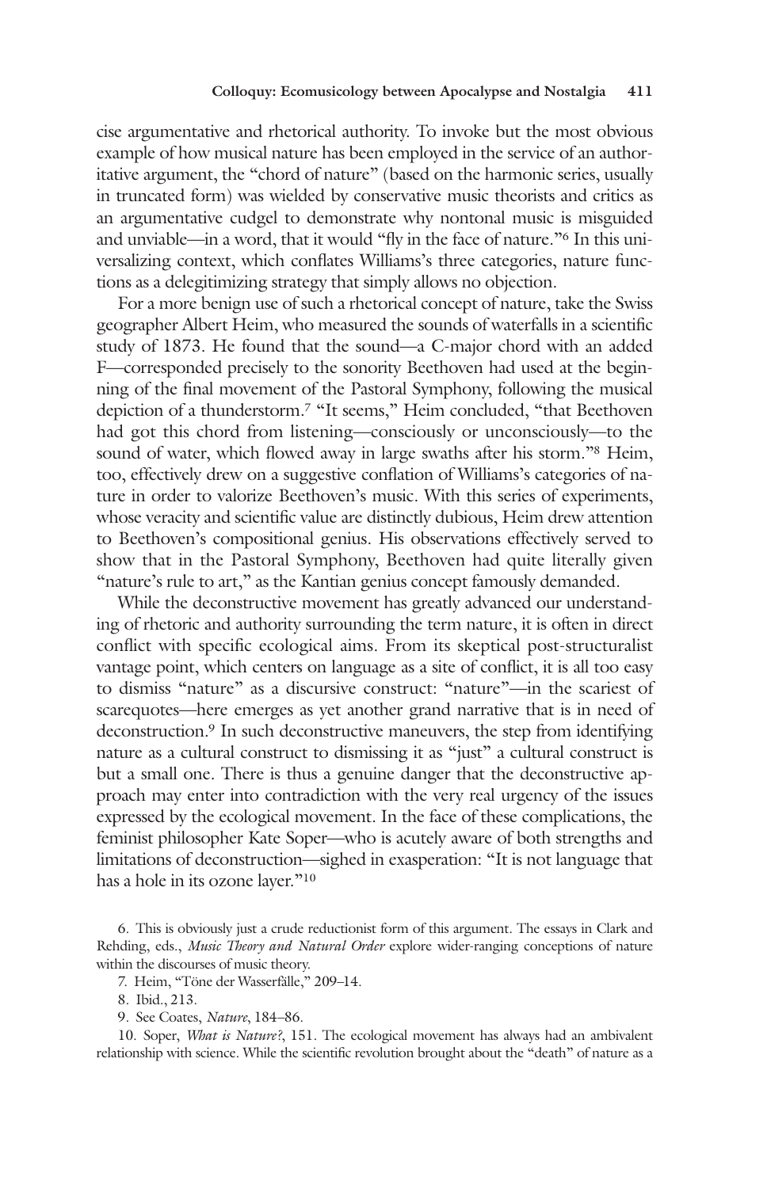cise argumentative and rhetorical authority. To invoke but the most obvious example of how musical nature has been employed in the service of an authoritative argument, the "chord of nature" (based on the harmonic series, usually in truncated form) was wielded by conservative music theorists and critics as an argumentative cudgel to demonstrate why nontonal music is misguided and unviable—in a word, that it would "fly in the face of nature."[6] In this universalizing context, which conflates Williams's three categories, nature functions as a delegitimizing strategy that simply allows no objection.

For a more benign use of such a rhetorical concept of nature, take the Swiss geographer Albert Heim, who measured the sounds of waterfalls in a scientific study of 1873. He found that the sound—a C-major chord with an added F—corresponded precisely to the sonority Beethoven had used at the beginning of the final movement of the Pastoral Symphony, following the musical depiction of a thunderstorm.[7] "It seems," Heim concluded, "that Beethoven had got this chord from listening—consciously or unconsciously—to the sound of water, which flowed away in large swaths after his storm."[8] Heim, too, effectively drew on a suggestive conflation of Williams's categories of nature in order to valorize Beethoven's music. With this series of experiments, whose veracity and scientific value are distinctly dubious, Heim drew attention to Beethoven's compositional genius. His observations effectively served to show that in the Pastoral Symphony, Beethoven had quite literally given "nature's rule to art," as the Kantian genius concept famously demanded.

While the deconstructive movement has greatly advanced our understanding of rhetoric and authority surrounding the term nature, it is often in direct conflict with specific ecological aims. From its skeptical post-structuralist vantage point, which centers on language as a site of conflict, it is all too easy to dismiss "nature" as a discursive construct: "nature"—in the scariest of scarequotes—here emerges as yet another grand narrative that is in need of deconstruction.[9] In such deconstructive maneuvers, the step from identifying nature as a cultural construct to dismissing it as "just" a cultural construct is but a small one. There is thus a genuine danger that the deconstructive approach may enter into contradiction with the very real urgency of the issues expressed by the ecological movement. In the face of these complications, the feminist philosopher Kate Soper—who is acutely aware of both strengths and limitations of deconstruction—sighed in exasperation: "It is not language that has a hole in its ozone layer."[10]

6. This is obviously just a crude reductionist form of this argument. The essays in Clark and Rehding, eds., *Music Theory and Natural Order* explore wider-ranging conceptions of nature within the discourses of music theory.

7. Heim, "Töne der Wasserfälle," 209–14.

8. Ibid., 213.

9. See Coates, *Nature*, 184–86.

10. Soper, *What is Nature?*, 151. The ecological movement has always had an ambivalent relationship with science. While the scientific revolution brought about the "death" of nature as a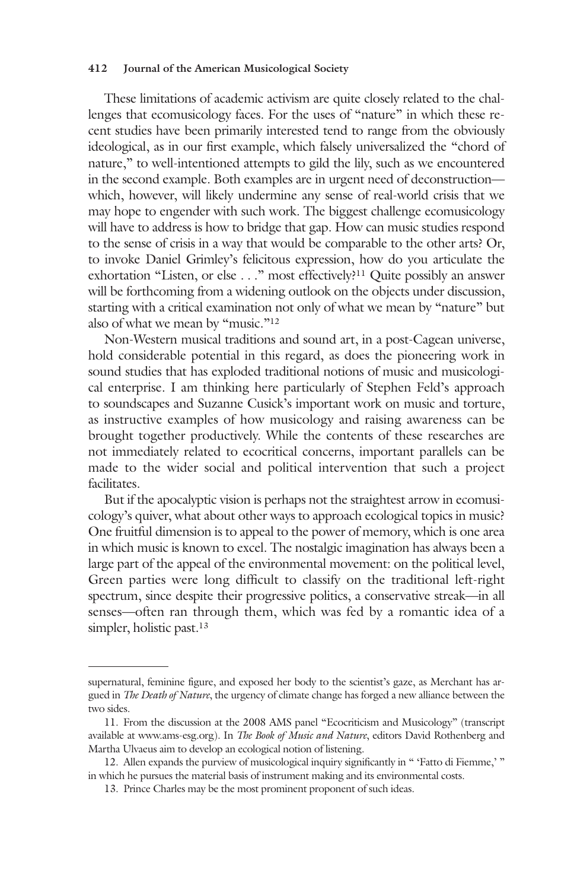These limitations of academic activism are quite closely related to the challenges that ecomusicology faces. For the uses of "nature" in which these recent studies have been primarily interested tend to range from the obviously ideological, as in our first example, which falsely universalized the "chord of nature," to well-intentioned attempts to gild the lily, such as we encountered in the second example. Both examples are in urgent need of deconstruction—which, however, will likely undermine any sense of real-world crisis that we may hope to engender with such work. The biggest challenge ecomusicology will have to address is how to bridge that gap. How can music studies respond to the sense of crisis in a way that would be comparable to the other arts? Or, to invoke Daniel Grimley's felicitous expression, how do you articulate the exhortation "Listen, or else . . ." most effectively?[11] Quite possibly an answer will be forthcoming from a widening outlook on the objects under discussion, starting with a critical examination not only of what we mean by "nature" but also of what we mean by "music."[12]

Non-Western musical traditions and sound art, in a post-Cagean universe, hold considerable potential in this regard, as does the pioneering work in sound studies that has exploded traditional notions of music and musicological enterprise. I am thinking here particularly of Stephen Feld's approach to soundscapes and Suzanne Cusick's important work on music and torture, as instructive examples of how musicology and raising awareness can be brought together productively. While the contents of these researches are not immediately related to ecocritical concerns, important parallels can be made to the wider social and political intervention that such a project facilitates.

But if the apocalyptic vision is perhaps not the straightest arrow in ecomusicology's quiver, what about other ways to approach ecological topics in music? One fruitful dimension is to appeal to the power of memory, which is one area in which music is known to excel. The nostalgic imagination has always been a large part of the appeal of the environmental movement: on the political level, Green parties were long difficult to classify on the traditional left-right spectrum, since despite their progressive politics, a conservative streak—in all senses—often ran through them, which was fed by a romantic idea of a simpler, holistic past.[13]

---

supernatural, feminine figure, and exposed her body to the scientist's gaze, as Merchant has argued in *The Death of Nature*, the urgency of climate change has forged a new alliance between the two sides.

11. From the discussion at the 2008 AMS panel "Ecocriticism and Musicology" (transcript available at www.ams-esg.org). In *The Book of Music and Nature*, editors David Rothenberg and Martha Ulvaeus aim to develop an ecological notion of listening.

12. Allen expands the purview of musicological inquiry significantly in " 'Fatto di Fiemme,' " in which he pursues the material basis of instrument making and its environmental costs.

13. Prince Charles may be the most prominent proponent of such ideas.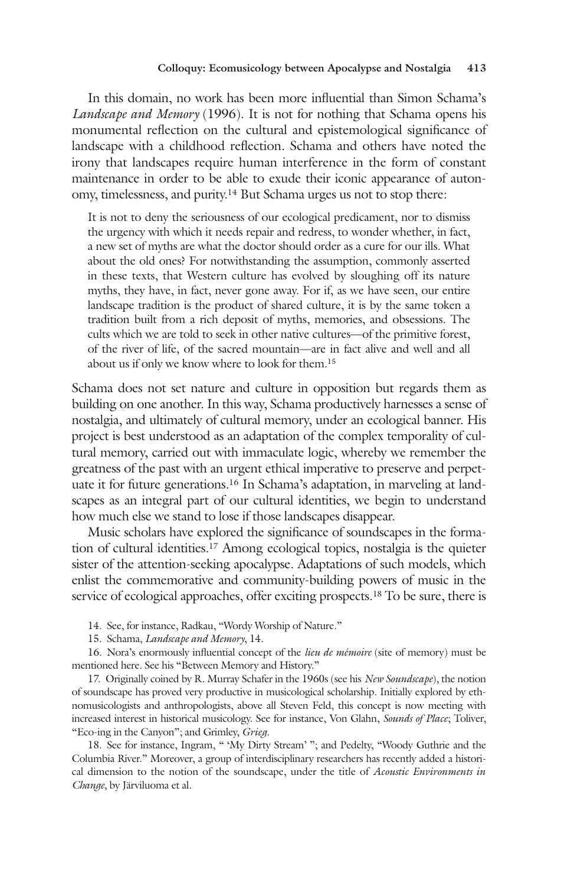In this domain, no work has been more influential than Simon Schama's *Landscape and Memory* (1996). It is not for nothing that Schama opens his monumental reflection on the cultural and epistemological significance of landscape with a childhood reflection. Schama and others have noted the irony that landscapes require human interference in the form of constant maintenance in order to be able to exude their iconic appearance of autonomy, timelessness, and purity.[14] But Schama urges us not to stop there:

> It is not to deny the seriousness of our ecological predicament, nor to dismiss the urgency with which it needs repair and redress, to wonder whether, in fact, a new set of myths are what the doctor should order as a cure for our ills. What about the old ones? For notwithstanding the assumption, commonly asserted in these texts, that Western culture has evolved by sloughing off its nature myths, they have, in fact, never gone away. For if, as we have seen, our entire landscape tradition is the product of shared culture, it is by the same token a tradition built from a rich deposit of myths, memories, and obsessions. The cults which we are told to seek in other native cultures—of the primitive forest, of the river of life, of the sacred mountain—are in fact alive and well and all about us if only we know where to look for them.[15]

Schama does not set nature and culture in opposition but regards them as building on one another. In this way, Schama productively harnesses a sense of nostalgia, and ultimately of cultural memory, under an ecological banner. His project is best understood as an adaptation of the complex temporality of cultural memory, carried out with immaculate logic, whereby we remember the greatness of the past with an urgent ethical imperative to preserve and perpetuate it for future generations.[16] In Schama's adaptation, in marveling at landscapes as an integral part of our cultural identities, we begin to understand how much else we stand to lose if those landscapes disappear.

Music scholars have explored the significance of soundscapes in the formation of cultural identities.[17] Among ecological topics, nostalgia is the quieter sister of the attention-seeking apocalypse. Adaptations of such models, which enlist the commemorative and community-building powers of music in the service of ecological approaches, offer exciting prospects.[18] To be sure, there is

14. See, for instance, Radkau, "Wordy Worship of Nature."

15. Schama, *Landscape and Memory*, 14.

16. Nora's enormously influential concept of the *lieu de mémoire* (site of memory) must be mentioned here. See his "Between Memory and History."

17. Originally coined by R. Murray Schafer in the 1960s (see his *New Soundscape*), the notion of soundscape has proved very productive in musicological scholarship. Initially explored by ethnomusicologists and anthropologists, above all Steven Feld, this concept is now meeting with increased interest in historical musicology. See for instance, Von Glahn, *Sounds of Place*; Toliver, "Eco-ing in the Canyon"; and Grimley, *Grieg*.

18. See for instance, Ingram, " 'My Dirty Stream' "; and Pedelty, "Woody Guthrie and the Columbia River." Moreover, a group of interdisciplinary researchers has recently added a historical dimension to the notion of the soundscape, under the title of *Acoustic Environments in Change*, by Järviluoma et al.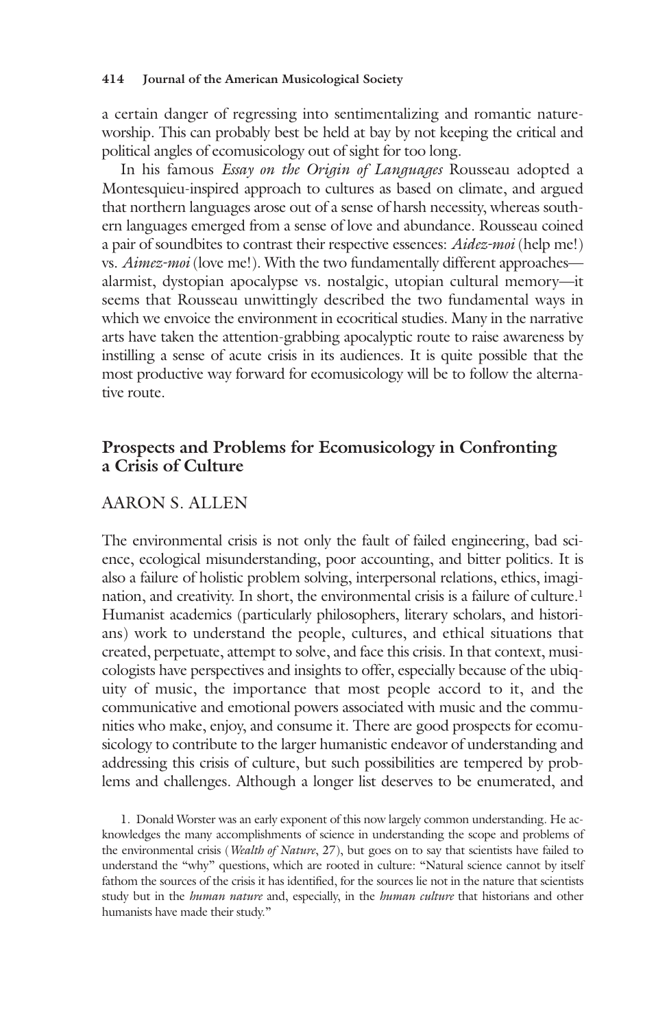a certain danger of regressing into sentimentalizing and romantic nature-worship. This can probably best be held at bay by not keeping the critical and political angles of ecomusicology out of sight for too long.

In his famous *Essay on the Origin of Languages* Rousseau adopted a Montesquieu-inspired approach to cultures as based on climate, and argued that northern languages arose out of a sense of harsh necessity, whereas southern languages emerged from a sense of love and abundance. Rousseau coined a pair of soundbites to contrast their respective essences: *Aidez-moi* (help me!) vs. *Aimez-moi* (love me!). With the two fundamentally different approaches—alarmist, dystopian apocalypse vs. nostalgic, utopian cultural memory—it seems that Rousseau unwittingly described the two fundamental ways in which we envoice the environment in ecocritical studies. Many in the narrative arts have taken the attention-grabbing apocalyptic route to raise awareness by instilling a sense of acute crisis in its audiences. It is quite possible that the most productive way forward for ecomusicology will be to follow the alternative route.

## Prospects and Problems for Ecomusicology in Confronting a Crisis of Culture

AARON S. ALLEN

The environmental crisis is not only the fault of failed engineering, bad science, ecological misunderstanding, poor accounting, and bitter politics. It is also a failure of holistic problem solving, interpersonal relations, ethics, imagination, and creativity. In short, the environmental crisis is a failure of culture.[1] Humanist academics (particularly philosophers, literary scholars, and historians) work to understand the people, cultures, and ethical situations that created, perpetuate, attempt to solve, and face this crisis. In that context, musicologists have perspectives and insights to offer, especially because of the ubiquity of music, the importance that most people accord to it, and the communicative and emotional powers associated with music and the communities who make, enjoy, and consume it. There are good prospects for ecomusicology to contribute to the larger humanistic endeavor of understanding and addressing this crisis of culture, but such possibilities are tempered by problems and challenges. Although a longer list deserves to be enumerated, and

1. Donald Worster was an early exponent of this now largely common understanding. He acknowledges the many accomplishments of science in understanding the scope and problems of the environmental crisis (*Wealth of Nature*, 27), but goes on to say that scientists have failed to understand the "why" questions, which are rooted in culture: "Natural science cannot by itself fathom the sources of the crisis it has identified, for the sources lie not in the nature that scientists study but in the *human nature* and, especially, in the *human culture* that historians and other humanists have made their study."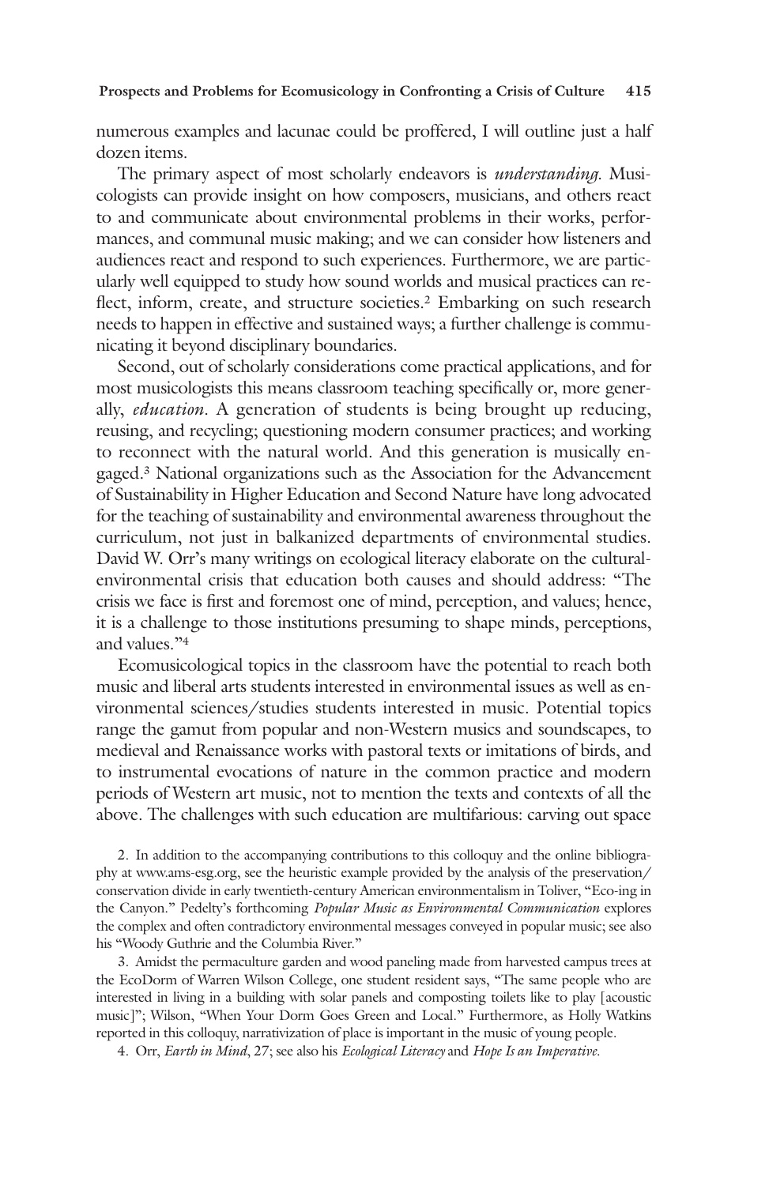numerous examples and lacunae could be proffered, I will outline just a half dozen items.

The primary aspect of most scholarly endeavors is *understanding*. Musicologists can provide insight on how composers, musicians, and others react to and communicate about environmental problems in their works, performances, and communal music making; and we can consider how listeners and audiences react and respond to such experiences. Furthermore, we are particularly well equipped to study how sound worlds and musical practices can reflect, inform, create, and structure societies.[2] Embarking on such research needs to happen in effective and sustained ways; a further challenge is communicating it beyond disciplinary boundaries.

Second, out of scholarly considerations come practical applications, and for most musicologists this means classroom teaching specifically or, more generally, *education*. A generation of students is being brought up reducing, reusing, and recycling; questioning modern consumer practices; and working to reconnect with the natural world. And this generation is musically engaged.[3] National organizations such as the Association for the Advancement of Sustainability in Higher Education and Second Nature have long advocated for the teaching of sustainability and environmental awareness throughout the curriculum, not just in balkanized departments of environmental studies. David W. Orr's many writings on ecological literacy elaborate on the cultural-environmental crisis that education both causes and should address: "The crisis we face is first and foremost one of mind, perception, and values; hence, it is a challenge to those institutions presuming to shape minds, perceptions, and values."[4]

Ecomusicological topics in the classroom have the potential to reach both music and liberal arts students interested in environmental issues as well as environmental sciences/studies students interested in music. Potential topics range the gamut from popular and non-Western musics and soundscapes, to medieval and Renaissance works with pastoral texts or imitations of birds, and to instrumental evocations of nature in the common practice and modern periods of Western art music, not to mention the texts and contexts of all the above. The challenges with such education are multifarious: carving out space

2. In addition to the accompanying contributions to this colloquy and the online bibliography at www.ams-esg.org, see the heuristic example provided by the analysis of the preservation/conservation divide in early twentieth-century American environmentalism in Toliver, "Eco-ing in the Canyon." Pedelty's forthcoming *Popular Music as Environmental Communication* explores the complex and often contradictory environmental messages conveyed in popular music; see also his "Woody Guthrie and the Columbia River."

3. Amidst the permaculture garden and wood paneling made from harvested campus trees at the EcoDorm of Warren Wilson College, one student resident says, "The same people who are interested in living in a building with solar panels and composting toilets like to play [acoustic music]"; Wilson, "When Your Dorm Goes Green and Local." Furthermore, as Holly Watkins reported in this colloquy, narrativization of place is important in the music of young people.

4. Orr, *Earth in Mind*, 27; see also his *Ecological Literacy* and *Hope Is an Imperative*.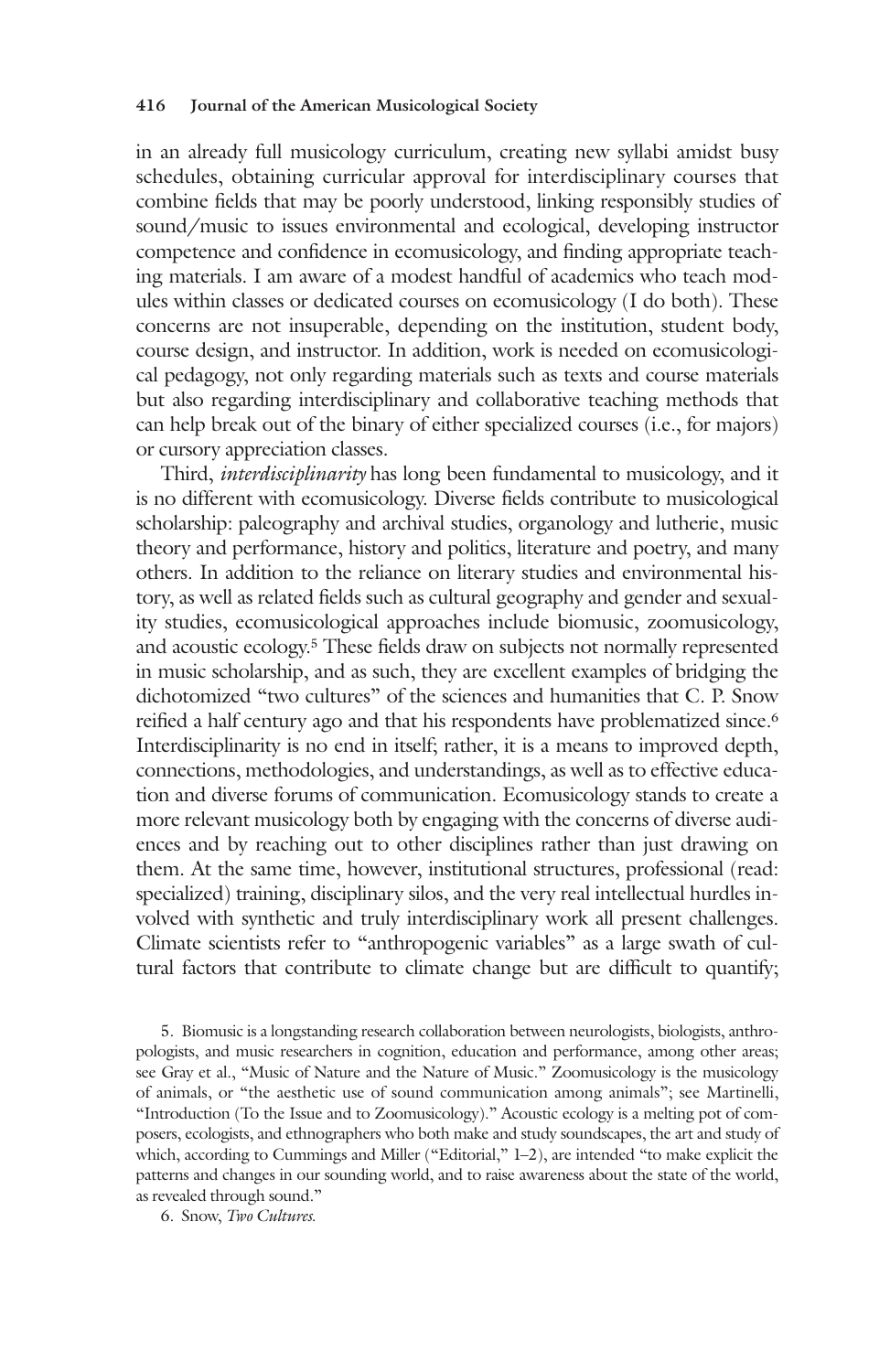in an already full musicology curriculum, creating new syllabi amidst busy schedules, obtaining curricular approval for interdisciplinary courses that combine fields that may be poorly understood, linking responsibly studies of sound/music to issues environmental and ecological, developing instructor competence and confidence in ecomusicology, and finding appropriate teaching materials. I am aware of a modest handful of academics who teach modules within classes or dedicated courses on ecomusicology (I do both). These concerns are not insuperable, depending on the institution, student body, course design, and instructor. In addition, work is needed on ecomusicological pedagogy, not only regarding materials such as texts and course materials but also regarding interdisciplinary and collaborative teaching methods that can help break out of the binary of either specialized courses (i.e., for majors) or cursory appreciation classes.

Third, *interdisciplinarity* has long been fundamental to musicology, and it is no different with ecomusicology. Diverse fields contribute to musicological scholarship: paleography and archival studies, organology and lutherie, music theory and performance, history and politics, literature and poetry, and many others. In addition to the reliance on literary studies and environmental history, as well as related fields such as cultural geography and gender and sexuality studies, ecomusicological approaches include biomusic, zoomusicology, and acoustic ecology.[5] These fields draw on subjects not normally represented in music scholarship, and as such, they are excellent examples of bridging the dichotomized "two cultures" of the sciences and humanities that C. P. Snow reified a half century ago and that his respondents have problematized since.[6] Interdisciplinarity is no end in itself; rather, it is a means to improved depth, connections, methodologies, and understandings, as well as to effective education and diverse forums of communication. Ecomusicology stands to create a more relevant musicology both by engaging with the concerns of diverse audiences and by reaching out to other disciplines rather than just drawing on them. At the same time, however, institutional structures, professional (read: specialized) training, disciplinary silos, and the very real intellectual hurdles involved with synthetic and truly interdisciplinary work all present challenges. Climate scientists refer to "anthropogenic variables" as a large swath of cultural factors that contribute to climate change but are difficult to quantify;

5. Biomusic is a longstanding research collaboration between neurologists, biologists, anthropologists, and music researchers in cognition, education and performance, among other areas; see Gray et al., "Music of Nature and the Nature of Music." Zoomusicology is the musicology of animals, or "the aesthetic use of sound communication among animals"; see Martinelli, "Introduction (To the Issue and to Zoomusicology)." Acoustic ecology is a melting pot of composers, ecologists, and ethnographers who both make and study soundscapes, the art and study of which, according to Cummings and Miller ("Editorial," 1–2), are intended "to make explicit the patterns and changes in our sounding world, and to raise awareness about the state of the world, as revealed through sound."

6. Snow, *Two Cultures.*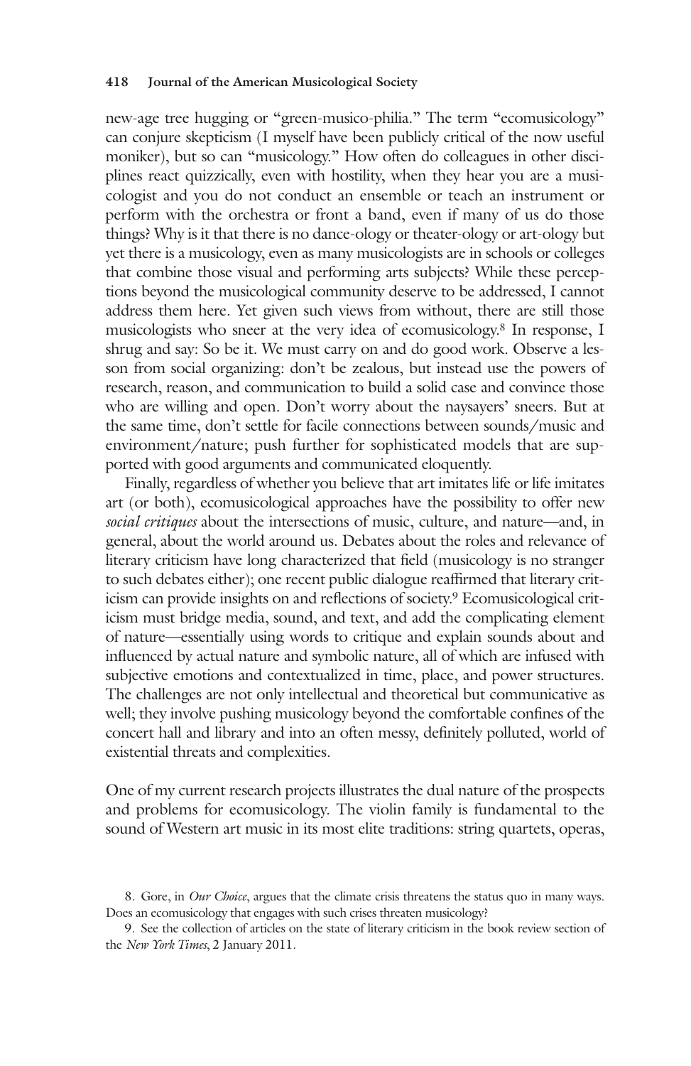new-age tree hugging or "green-musico-philia." The term "ecomusicology" can conjure skepticism (I myself have been publicly critical of the now useful moniker), but so can "musicology." How often do colleagues in other disciplines react quizzically, even with hostility, when they hear you are a musicologist and you do not conduct an ensemble or teach an instrument or perform with the orchestra or front a band, even if many of us do those things? Why is it that there is no dance-ology or theater-ology or art-ology but yet there is a musicology, even as many musicologists are in schools or colleges that combine those visual and performing arts subjects? While these perceptions beyond the musicological community deserve to be addressed, I cannot address them here. Yet given such views from without, there are still those musicologists who sneer at the very idea of ecomusicology.[8] In response, I shrug and say: So be it. We must carry on and do good work. Observe a lesson from social organizing: don't be zealous, but instead use the powers of research, reason, and communication to build a solid case and convince those who are willing and open. Don't worry about the naysayers' sneers. But at the same time, don't settle for facile connections between sounds/music and environment/nature; push further for sophisticated models that are supported with good arguments and communicated eloquently.

Finally, regardless of whether you believe that art imitates life or life imitates art (or both), ecomusicological approaches have the possibility to offer new *social critiques* about the intersections of music, culture, and nature—and, in general, about the world around us. Debates about the roles and relevance of literary criticism have long characterized that field (musicology is no stranger to such debates either); one recent public dialogue reaffirmed that literary criticism can provide insights on and reflections of society.[9] Ecomusicological criticism must bridge media, sound, and text, and add the complicating element of nature—essentially using words to critique and explain sounds about and influenced by actual nature and symbolic nature, all of which are infused with subjective emotions and contextualized in time, place, and power structures. The challenges are not only intellectual and theoretical but communicative as well; they involve pushing musicology beyond the comfortable confines of the concert hall and library and into an often messy, definitely polluted, world of existential threats and complexities.

One of my current research projects illustrates the dual nature of the prospects and problems for ecomusicology. The violin family is fundamental to the sound of Western art music in its most elite traditions: string quartets, operas,

8. Gore, in *Our Choice*, argues that the climate crisis threatens the status quo in many ways. Does an ecomusicology that engages with such crises threaten musicology?

9. See the collection of articles on the state of literary criticism in the book review section of the *New York Times*, 2 January 2011.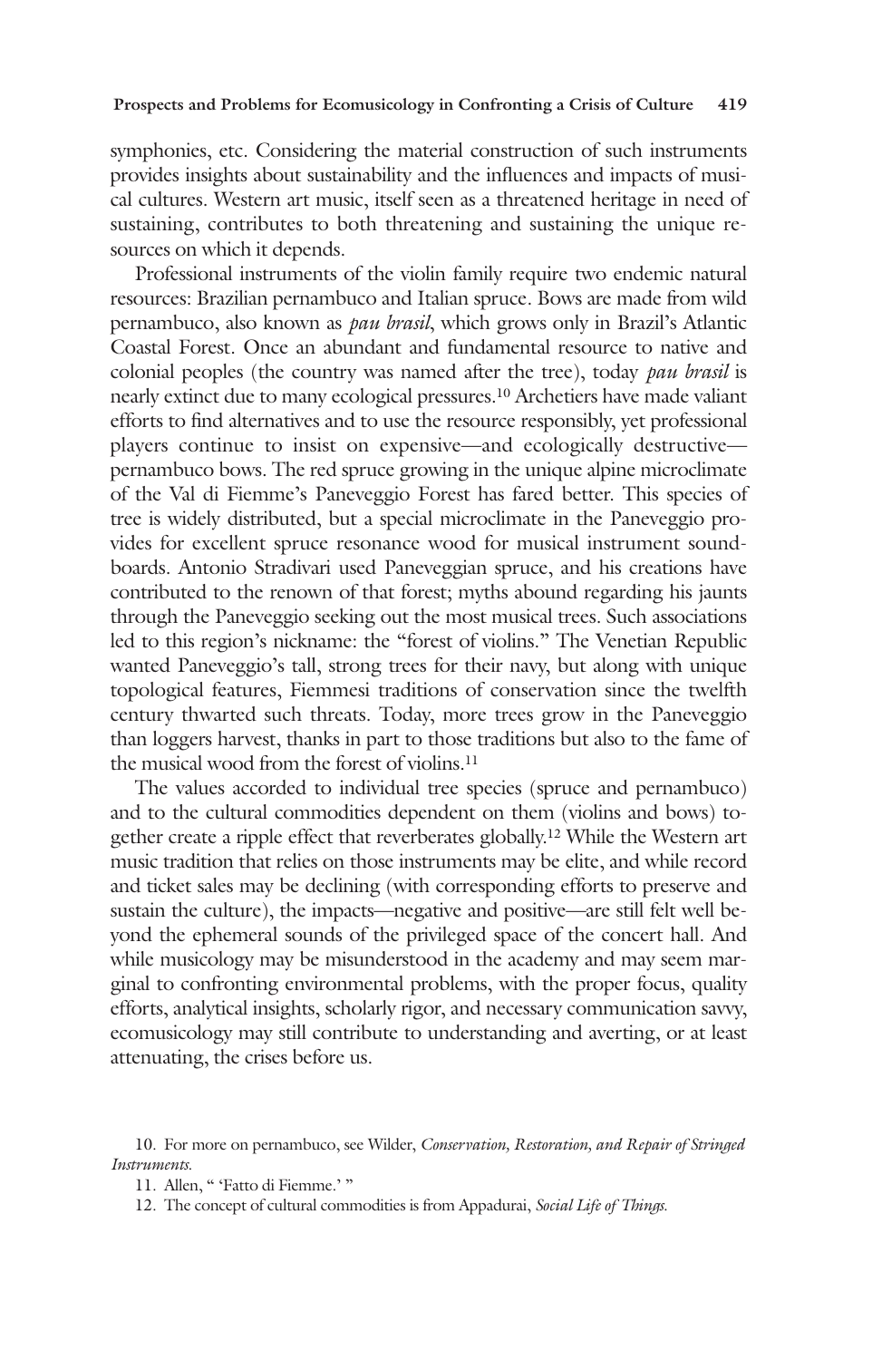symphonies, etc. Considering the material construction of such instruments provides insights about sustainability and the influences and impacts of musical cultures. Western art music, itself seen as a threatened heritage in need of sustaining, contributes to both threatening and sustaining the unique resources on which it depends.

Professional instruments of the violin family require two endemic natural resources: Brazilian pernambuco and Italian spruce. Bows are made from wild pernambuco, also known as *pau brasil*, which grows only in Brazil's Atlantic Coastal Forest. Once an abundant and fundamental resource to native and colonial peoples (the country was named after the tree), today *pau brasil* is nearly extinct due to many ecological pressures.[10] Archetiers have made valiant efforts to find alternatives and to use the resource responsibly, yet professional players continue to insist on expensive—and ecologically destructive—pernambuco bows. The red spruce growing in the unique alpine microclimate of the Val di Fiemme's Paneveggio Forest has fared better. This species of tree is widely distributed, but a special microclimate in the Paneveggio provides for excellent spruce resonance wood for musical instrument soundboards. Antonio Stradivari used Paneveggian spruce, and his creations have contributed to the renown of that forest; myths abound regarding his jaunts through the Paneveggio seeking out the most musical trees. Such associations led to this region's nickname: the "forest of violins." The Venetian Republic wanted Paneveggio's tall, strong trees for their navy, but along with unique topological features, Fiemmesi traditions of conservation since the twelfth century thwarted such threats. Today, more trees grow in the Paneveggio than loggers harvest, thanks in part to those traditions but also to the fame of the musical wood from the forest of violins.[11]

The values accorded to individual tree species (spruce and pernambuco) and to the cultural commodities dependent on them (violins and bows) together create a ripple effect that reverberates globally.[12] While the Western art music tradition that relies on those instruments may be elite, and while record and ticket sales may be declining (with corresponding efforts to preserve and sustain the culture), the impacts—negative and positive—are still felt well beyond the ephemeral sounds of the privileged space of the concert hall. And while musicology may be misunderstood in the academy and may seem marginal to confronting environmental problems, with the proper focus, quality efforts, analytical insights, scholarly rigor, and necessary communication savvy, ecomusicology may still contribute to understanding and averting, or at least attenuating, the crises before us.

10. For more on pernambuco, see Wilder, *Conservation, Restoration, and Repair of Stringed Instruments.*

11. Allen, " 'Fatto di Fiemme.' "

12. The concept of cultural commodities is from Appadurai, *Social Life of Things.*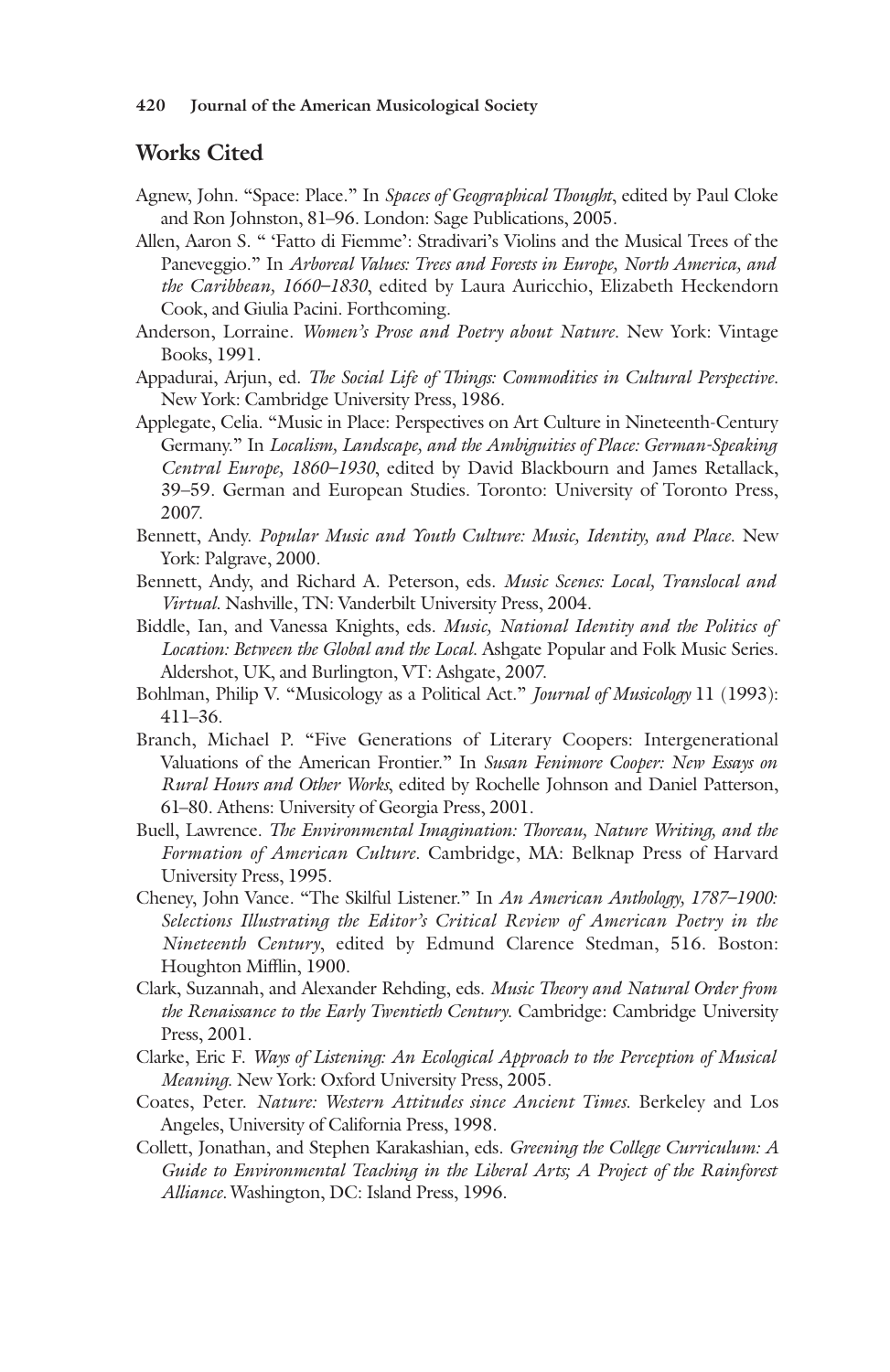## Works Cited

Agnew, John. "Space: Place." In *Spaces of Geographical Thought*, edited by Paul Cloke and Ron Johnston, 81–96. London: Sage Publications, 2005.

Allen, Aaron S. " 'Fatto di Fiemme': Stradivari's Violins and the Musical Trees of the Paneveggio." In *Arboreal Values: Trees and Forests in Europe, North America, and the Caribbean, 1660–1830*, edited by Laura Auricchio, Elizabeth Heckendorn Cook, and Giulia Pacini. Forthcoming.

Anderson, Lorraine. *Women's Prose and Poetry about Nature*. New York: Vintage Books, 1991.

Appadurai, Arjun, ed. *The Social Life of Things: Commodities in Cultural Perspective*. New York: Cambridge University Press, 1986.

Applegate, Celia. "Music in Place: Perspectives on Art Culture in Nineteenth-Century Germany." In *Localism, Landscape, and the Ambiguities of Place: German-Speaking Central Europe, 1860–1930*, edited by David Blackbourn and James Retallack, 39–59. German and European Studies. Toronto: University of Toronto Press, 2007.

Bennett, Andy. *Popular Music and Youth Culture: Music, Identity, and Place*. New York: Palgrave, 2000.

Bennett, Andy, and Richard A. Peterson, eds. *Music Scenes: Local, Translocal and Virtual*. Nashville, TN: Vanderbilt University Press, 2004.

Biddle, Ian, and Vanessa Knights, eds. *Music, National Identity and the Politics of Location: Between the Global and the Local*. Ashgate Popular and Folk Music Series. Aldershot, UK, and Burlington, VT: Ashgate, 2007.

Bohlman, Philip V. "Musicology as a Political Act." *Journal of Musicology* 11 (1993): 411–36.

Branch, Michael P. "Five Generations of Literary Coopers: Intergenerational Valuations of the American Frontier." In *Susan Fenimore Cooper: New Essays on Rural Hours and Other Works*, edited by Rochelle Johnson and Daniel Patterson, 61–80. Athens: University of Georgia Press, 2001.

Buell, Lawrence. *The Environmental Imagination: Thoreau, Nature Writing, and the Formation of American Culture*. Cambridge, MA: Belknap Press of Harvard University Press, 1995.

Cheney, John Vance. "The Skilful Listener." In *An American Anthology, 1787–1900: Selections Illustrating the Editor's Critical Review of American Poetry in the Nineteenth Century*, edited by Edmund Clarence Stedman, 516. Boston: Houghton Mifflin, 1900.

Clark, Suzannah, and Alexander Rehding, eds. *Music Theory and Natural Order from the Renaissance to the Early Twentieth Century*. Cambridge: Cambridge University Press, 2001.

Clarke, Eric F. *Ways of Listening: An Ecological Approach to the Perception of Musical Meaning*. New York: Oxford University Press, 2005.

Coates, Peter. *Nature: Western Attitudes since Ancient Times*. Berkeley and Los Angeles, University of California Press, 1998.

Collett, Jonathan, and Stephen Karakashian, eds. *Greening the College Curriculum: A Guide to Environmental Teaching in the Liberal Arts; A Project of the Rainforest Alliance*. Washington, DC: Island Press, 1996.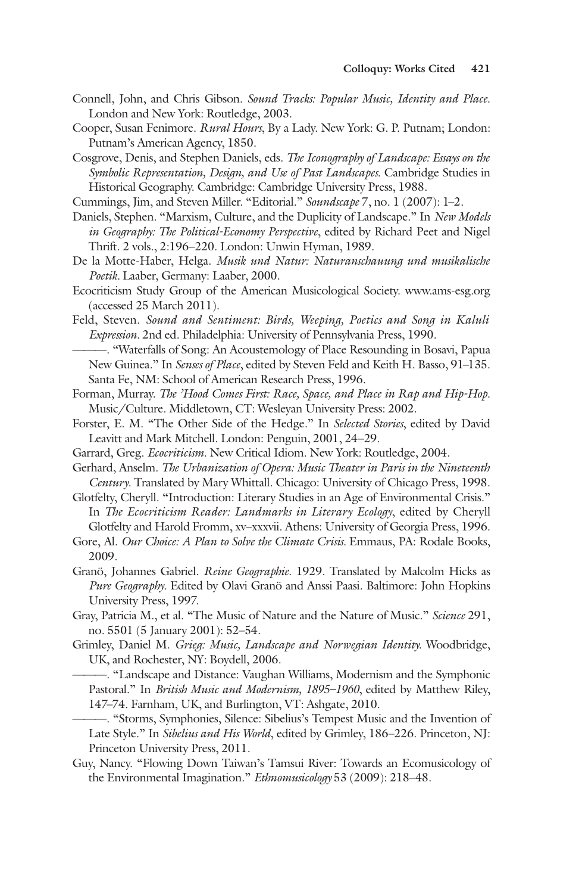Connell, John, and Chris Gibson. *Sound Tracks: Popular Music, Identity and Place*. London and New York: Routledge, 2003.

Cooper, Susan Fenimore. *Rural Hours*, By a Lady. New York: G. P. Putnam; London: Putnam's American Agency, 1850.

Cosgrove, Denis, and Stephen Daniels, eds. *The Iconography of Landscape: Essays on the Symbolic Representation, Design, and Use of Past Landscapes*. Cambridge Studies in Historical Geography. Cambridge: Cambridge University Press, 1988.

Cummings, Jim, and Steven Miller. "Editorial." *Soundscape* 7, no. 1 (2007): 1–2.

Daniels, Stephen. "Marxism, Culture, and the Duplicity of Landscape." In *New Models in Geography: The Political-Economy Perspective*, edited by Richard Peet and Nigel Thrift. 2 vols., 2:196–220. London: Unwin Hyman, 1989.

De la Motte-Haber, Helga. *Musik und Natur: Naturanschauung und musikalische Poetik*. Laaber, Germany: Laaber, 2000.

Ecocriticism Study Group of the American Musicological Society. www.ams-esg.org (accessed 25 March 2011).

Feld, Steven. *Sound and Sentiment: Birds, Weeping, Poetics and Song in Kaluli Expression*. 2nd ed. Philadelphia: University of Pennsylvania Press, 1990.

———. "Waterfalls of Song: An Acoustemology of Place Resounding in Bosavi, Papua New Guinea." In *Senses of Place*, edited by Steven Feld and Keith H. Basso, 91–135. Santa Fe, NM: School of American Research Press, 1996.

Forman, Murray. *The 'Hood Comes First: Race, Space, and Place in Rap and Hip-Hop*. Music/Culture. Middletown, CT: Wesleyan University Press: 2002.

Forster, E. M. "The Other Side of the Hedge." In *Selected Stories*, edited by David Leavitt and Mark Mitchell. London: Penguin, 2001, 24–29.

Garrard, Greg. *Ecocriticism*. New Critical Idiom. New York: Routledge, 2004.

Gerhard, Anselm. *The Urbanization of Opera: Music Theater in Paris in the Nineteenth Century*. Translated by Mary Whittall. Chicago: University of Chicago Press, 1998.

Glotfelty, Cheryll. "Introduction: Literary Studies in an Age of Environmental Crisis." In *The Ecocriticism Reader: Landmarks in Literary Ecology*, edited by Cheryll Glotfelty and Harold Fromm, xv–xxxvii. Athens: University of Georgia Press, 1996.

Gore, Al. *Our Choice: A Plan to Solve the Climate Crisis*. Emmaus, PA: Rodale Books, 2009.

Granö, Johannes Gabriel. *Reine Geographie*. 1929. Translated by Malcolm Hicks as *Pure Geography*. Edited by Olavi Granö and Anssi Paasi. Baltimore: John Hopkins University Press, 1997.

Gray, Patricia M., et al. "The Music of Nature and the Nature of Music." *Science* 291, no. 5501 (5 January 2001): 52–54.

Grimley, Daniel M. *Grieg: Music, Landscape and Norwegian Identity*. Woodbridge, UK, and Rochester, NY: Boydell, 2006.

———. "Landscape and Distance: Vaughan Williams, Modernism and the Symphonic Pastoral." In *British Music and Modernism, 1895–1960*, edited by Matthew Riley, 147–74. Farnham, UK, and Burlington, VT: Ashgate, 2010.

———. "Storms, Symphonies, Silence: Sibelius's Tempest Music and the Invention of Late Style." In *Sibelius and His World*, edited by Grimley, 186–226. Princeton, NJ: Princeton University Press, 2011.

Guy, Nancy. "Flowing Down Taiwan's Tamsui River: Towards an Ecomusicology of the Environmental Imagination." *Ethnomusicology* 53 (2009): 218–48.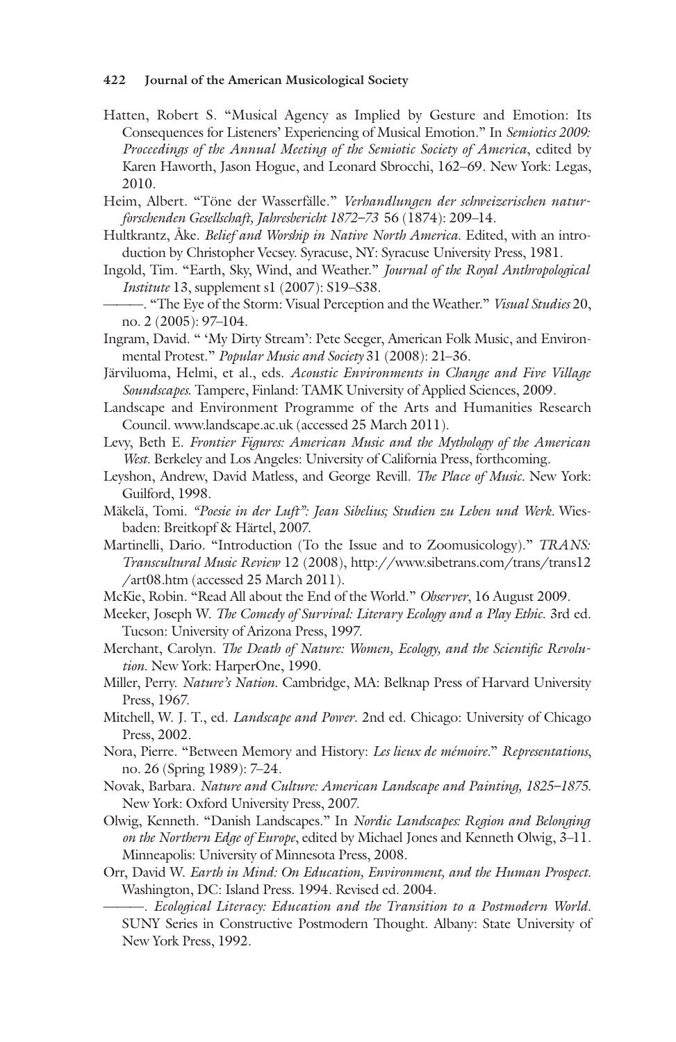Hatten, Robert S. "Musical Agency as Implied by Gesture and Emotion: Its Consequences for Listeners' Experiencing of Musical Emotion." In *Semiotics 2009: Proceedings of the Annual Meeting of the Semiotic Society of America*, edited by Karen Haworth, Jason Hogue, and Leonard Sbrocchi, 162–69. New York: Legas, 2010.

Heim, Albert. "Töne der Wasserfälle." *Verhandlungen der schweizerischen naturforschenden Gesellschaft, Jahresbericht 1872–73* 56 (1874): 209–14.

Hultkrantz, Åke. *Belief and Worship in Native North America.* Edited, with an introduction by Christopher Vecsey. Syracuse, NY: Syracuse University Press, 1981.

Ingold, Tim. "Earth, Sky, Wind, and Weather." *Journal of the Royal Anthropological Institute* 13, supplement s1 (2007): S19–S38.

———. "The Eye of the Storm: Visual Perception and the Weather." *Visual Studies* 20, no. 2 (2005): 97–104.

Ingram, David. " 'My Dirty Stream': Pete Seeger, American Folk Music, and Environmental Protest." *Popular Music and Society* 31 (2008): 21–36.

Järviluoma, Helmi, et al., eds. *Acoustic Environments in Change and Five Village Soundscapes.* Tampere, Finland: TAMK University of Applied Sciences, 2009.

Landscape and Environment Programme of the Arts and Humanities Research Council. www.landscape.ac.uk (accessed 25 March 2011).

Levy, Beth E. *Frontier Figures: American Music and the Mythology of the American West.* Berkeley and Los Angeles: University of California Press, forthcoming.

Leyshon, Andrew, David Matless, and George Revill. *The Place of Music.* New York: Guilford, 1998.

Mäkelä, Tomi. *"Poesie in der Luft": Jean Sibelius; Studien zu Leben und Werk.* Wiesbaden: Breitkopf & Härtel, 2007.

Martinelli, Dario. "Introduction (To the Issue and to Zoomusicology)." *TRANS: Transcultural Music Review* 12 (2008), http://www.sibetrans.com/trans/trans12/art08.htm (accessed 25 March 2011).

McKie, Robin. "Read All about the End of the World." *Observer*, 16 August 2009.

Meeker, Joseph W. *The Comedy of Survival: Literary Ecology and a Play Ethic.* 3rd ed. Tucson: University of Arizona Press, 1997.

Merchant, Carolyn. *The Death of Nature: Women, Ecology, and the Scientific Revolution.* New York: HarperOne, 1990.

Miller, Perry. *Nature's Nation.* Cambridge, MA: Belknap Press of Harvard University Press, 1967.

Mitchell, W. J. T., ed. *Landscape and Power.* 2nd ed. Chicago: University of Chicago Press, 2002.

Nora, Pierre. "Between Memory and History: *Les lieux de mémoire*." *Representations*, no. 26 (Spring 1989): 7–24.

Novak, Barbara. *Nature and Culture: American Landscape and Painting, 1825–1875.* New York: Oxford University Press, 2007.

Olwig, Kenneth. "Danish Landscapes." In *Nordic Landscapes: Region and Belonging on the Northern Edge of Europe*, edited by Michael Jones and Kenneth Olwig, 3–11. Minneapolis: University of Minnesota Press, 2008.

Orr, David W. *Earth in Mind: On Education, Environment, and the Human Prospect.* Washington, DC: Island Press. 1994. Revised ed. 2004.

———. *Ecological Literacy: Education and the Transition to a Postmodern World.* SUNY Series in Constructive Postmodern Thought. Albany: State University of New York Press, 1992.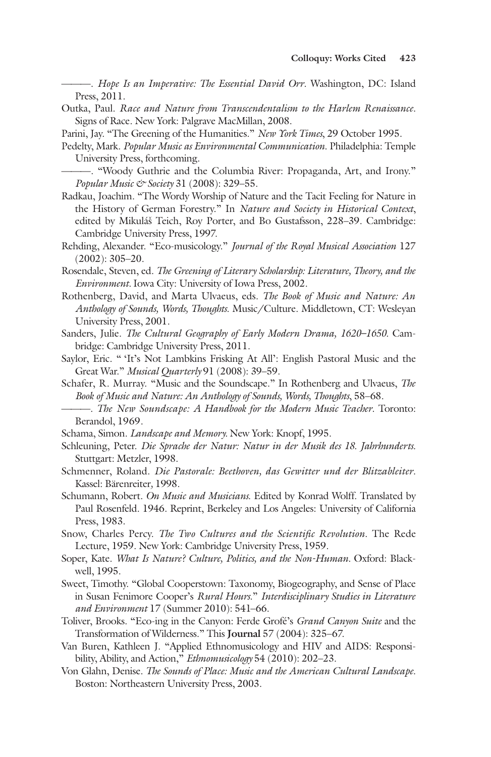———. *Hope Is an Imperative: The Essential David Orr*. Washington, DC: Island Press, 2011.

Outka, Paul. *Race and Nature from Transcendentalism to the Harlem Renaissance*. Signs of Race. New York: Palgrave MacMillan, 2008.

Parini, Jay. "The Greening of the Humanities." *New York Times*, 29 October 1995.

Pedelty, Mark. *Popular Music as Environmental Communication*. Philadelphia: Temple University Press, forthcoming.

———. "Woody Guthrie and the Columbia River: Propaganda, Art, and Irony." *Popular Music & Society* 31 (2008): 329–55.

Radkau, Joachim. "The Wordy Worship of Nature and the Tacit Feeling for Nature in the History of German Forestry." In *Nature and Society in Historical Context*, edited by Mikuláš Teich, Roy Porter, and Bo Gustafsson, 228–39. Cambridge: Cambridge University Press, 1997.

Rehding, Alexander. "Eco-musicology." *Journal of the Royal Musical Association* 127 (2002): 305–20.

Rosendale, Steven, ed. *The Greening of Literary Scholarship: Literature, Theory, and the Environment*. Iowa City: University of Iowa Press, 2002.

Rothenberg, David, and Marta Ulvaeus, eds. *The Book of Music and Nature: An Anthology of Sounds, Words, Thoughts*. Music/Culture. Middletown, CT: Wesleyan University Press, 2001.

Sanders, Julie. *The Cultural Geography of Early Modern Drama, 1620–1650*. Cambridge: Cambridge University Press, 2011.

Saylor, Eric. " 'It's Not Lambkins Frisking At All': English Pastoral Music and the Great War." *Musical Quarterly* 91 (2008): 39–59.

Schafer, R. Murray. "Music and the Soundscape." In Rothenberg and Ulvaeus, *The Book of Music and Nature: An Anthology of Sounds, Words, Thoughts*, 58–68.

———. *The New Soundscape: A Handbook for the Modern Music Teacher*. Toronto: Berandol, 1969.

Schama, Simon. *Landscape and Memory*. New York: Knopf, 1995.

Schleuning, Peter. *Die Sprache der Natur: Natur in der Musik des 18. Jahrhunderts*. Stuttgart: Metzler, 1998.

Schmenner, Roland. *Die Pastorale: Beethoven, das Gewitter und der Blitzableiter*. Kassel: Bärenreiter, 1998.

Schumann, Robert. *On Music and Musicians*. Edited by Konrad Wolff. Translated by Paul Rosenfeld. 1946. Reprint, Berkeley and Los Angeles: University of California Press, 1983.

Snow, Charles Percy. *The Two Cultures and the Scientific Revolution*. The Rede Lecture, 1959. New York: Cambridge University Press, 1959.

Soper, Kate. *What Is Nature? Culture, Politics, and the Non-Human*. Oxford: Blackwell, 1995.

Sweet, Timothy. "Global Cooperstown: Taxonomy, Biogeography, and Sense of Place in Susan Fenimore Cooper's *Rural Hours*." *Interdisciplinary Studies in Literature and Environment* 17 (Summer 2010): 541–66.

Toliver, Brooks. "Eco-ing in the Canyon: Ferde Grofé's *Grand Canyon Suite* and the Transformation of Wilderness." This **Journal** 57 (2004): 325–67.

Van Buren, Kathleen J. "Applied Ethnomusicology and HIV and AIDS: Responsibility, Ability, and Action," *Ethnomusicology* 54 (2010): 202–23.

Von Glahn, Denise. *The Sounds of Place: Music and the American Cultural Landscape*. Boston: Northeastern University Press, 2003.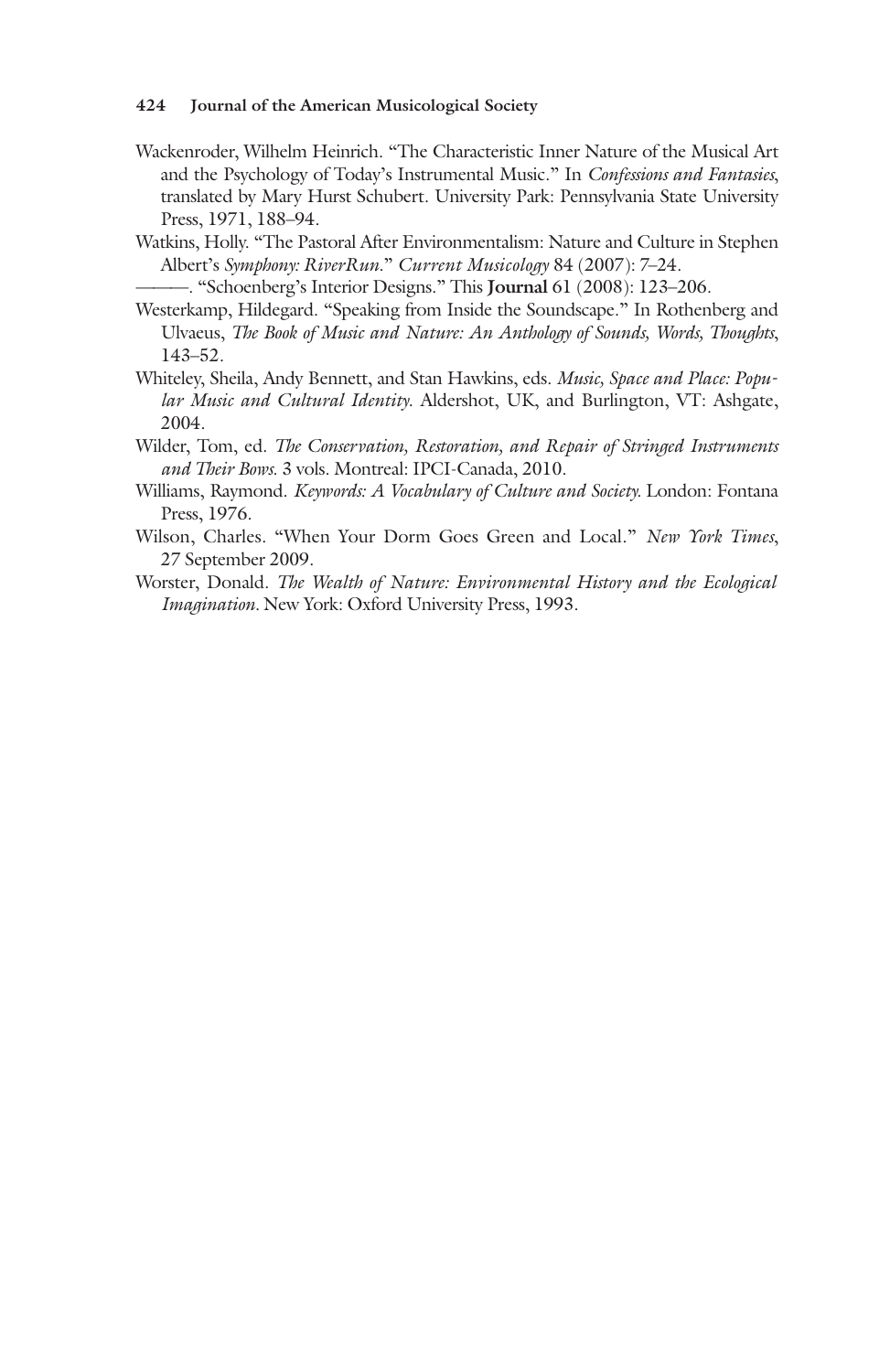Wackenroder, Wilhelm Heinrich. "The Characteristic Inner Nature of the Musical Art and the Psychology of Today's Instrumental Music." In *Confessions and Fantasies*, translated by Mary Hurst Schubert. University Park: Pennsylvania State University Press, 1971, 188–94.

Watkins, Holly. "The Pastoral After Environmentalism: Nature and Culture in Stephen Albert's *Symphony: RiverRun*." *Current Musicology* 84 (2007): 7–24.

———. "Schoenberg's Interior Designs." This **Journal** 61 (2008): 123–206.

Westerkamp, Hildegard. "Speaking from Inside the Soundscape." In Rothenberg and Ulvaeus, *The Book of Music and Nature: An Anthology of Sounds, Words, Thoughts*, 143–52.

Whiteley, Sheila, Andy Bennett, and Stan Hawkins, eds. *Music, Space and Place: Popular Music and Cultural Identity*. Aldershot, UK, and Burlington, VT: Ashgate, 2004.

Wilder, Tom, ed. *The Conservation, Restoration, and Repair of Stringed Instruments and Their Bows*. 3 vols. Montreal: IPCI-Canada, 2010.

Williams, Raymond. *Keywords: A Vocabulary of Culture and Society*. London: Fontana Press, 1976.

Wilson, Charles. "When Your Dorm Goes Green and Local." *New York Times*, 27 September 2009.

Worster, Donald. *The Wealth of Nature: Environmental History and the Ecological Imagination*. New York: Oxford University Press, 1993.